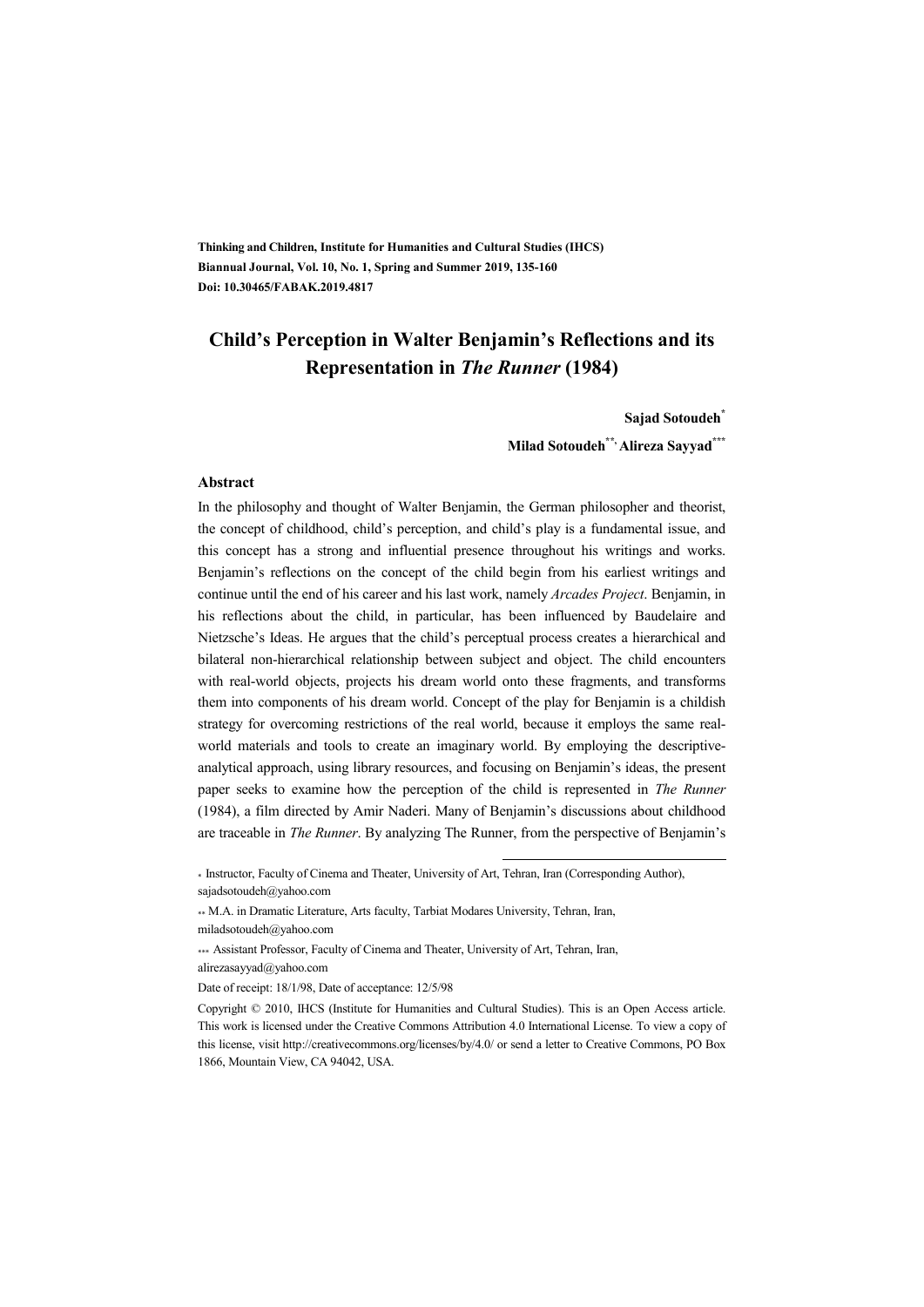**Thinking and Children, Institute for Humanities and Cultural Studies (IHCS)**
**Biannual Journal, Vol. 10, No. 1, Spring and Summer 2019, 135-160**
**Doi: 10.30465/FABAK.2019.4817**

# Child's Perception in Walter Benjamin's Reflections and its Representation in *The Runner* (1984)

**Sajad Sotoudeh***

**Milad Sotoudeh**, **Alireza Sayyad*****

### Abstract

In the philosophy and thought of Walter Benjamin, the German philosopher and theorist, the concept of childhood, child's perception, and child's play is a fundamental issue, and this concept has a strong and influential presence throughout his writings and works. Benjamin's reflections on the concept of the child begin from his earliest writings and continue until the end of his career and his last work, namely *Arcades Project*. Benjamin, in his reflections about the child, in particular, has been influenced by Baudelaire and Nietzsche's Ideas. He argues that the child's perceptual process creates a hierarchical and bilateral non-hierarchical relationship between subject and object. The child encounters with real-world objects, projects his dream world onto these fragments, and transforms them into components of his dream world. Concept of the play for Benjamin is a childish strategy for overcoming restrictions of the real world, because it employs the same real-world materials and tools to create an imaginary world. By employing the descriptive-analytical approach, using library resources, and focusing on Benjamin's ideas, the present paper seeks to examine how the perception of the child is represented in *The Runner* (1984), a film directed by Amir Naderi. Many of Benjamin's discussions about childhood are traceable in *The Runner*. By analyzing The Runner, from the perspective of Benjamin's

---

\* Instructor, Faculty of Cinema and Theater, University of Art, Tehran, Iran (Corresponding Author), sajadsotoudeh@yahoo.com

\*\* M.A. in Dramatic Literature, Arts faculty, Tarbiat Modares University, Tehran, Iran, miladsotoudeh@yahoo.com

\*\*\* Assistant Professor, Faculty of Cinema and Theater, University of Art, Tehran, Iran, alirezasayyad@yahoo.com

Date of receipt: 18/1/98, Date of acceptance: 12/5/98

Copyright © 2010, IHCS (Institute for Humanities and Cultural Studies). This is an Open Access article. This work is licensed under the Creative Commons Attribution 4.0 International License. To view a copy of this license, visit http://creativecommons.org/licenses/by/4.0/ or send a letter to Creative Commons, PO Box 1866, Mountain View, CA 94042, USA.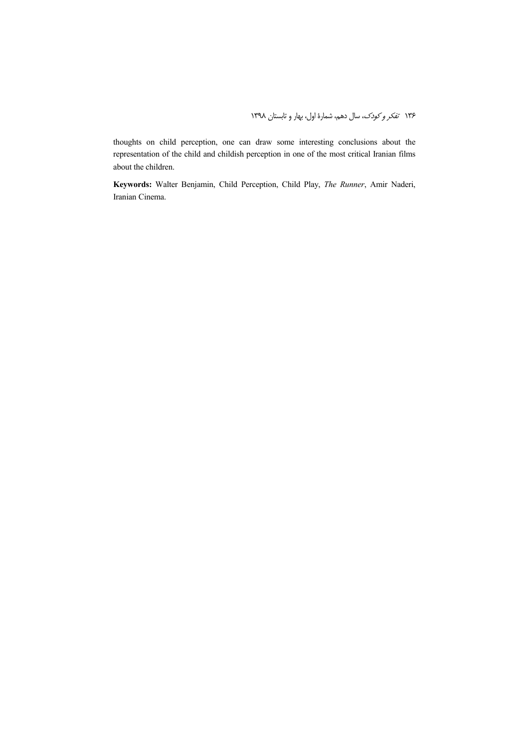thoughts on child perception, one can draw some interesting conclusions about the representation of the child and childish perception in one of the most critical Iranian films about the children.

**Keywords:** Walter Benjamin, Child Perception, Child Play, *The Runner*, Amir Naderi, Iranian Cinema.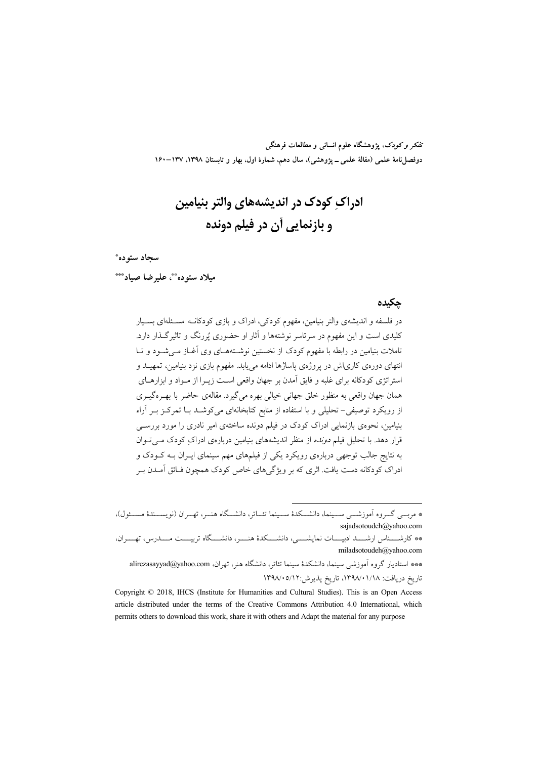# ادراکِ کودک در اندیشه‌های والتر بنیامین و بازنمایی آن در فیلم دونده

**سجاد ستوده***

**میلاد ستوده**، علیرضا صیاد*****

## چکیده

در فلسفه و اندیشه‌ی والتر بنیامین، مفهوم کودکی، ادراک و بازی کودکانه مسئله‌ای بسیار کلیدی است و این مفهوم در سرتاسر نوشته‌ها و آثار او حضوری پُررنگ و تاثیرگذار دارد. تاملات بنیامین در رابطه با مفهوم کودک از نخستین نوشته‌های وی آغاز می‌شود و تا انتهای دوره‌ی کاری‌اش در پروژه‌ی پاساژها ادامه می‌یابد. مفهوم بازی نزد بنیامین، تمهید و استراتژی کودکانه برای غلبه و فایق آمدن بر جهان واقعی است زیرا از مواد و ابزارهای همان جهان واقعی به منظور خلق جهانی خیالی بهره می‌گیرد. مقاله‌ی حاضر با بهره‌گیری از رویکرد توصیفی- تحلیلی و با استفاده از منابع کتابخانه‌ای می‌کوشد با تمرکز بر آراء بنیامین، نحوه‌ی بازنمایی ادراک کودک در فیلم دونده ساخته‌ی امیر نادری را مورد بررسی قرار دهد. با تحلیل فیلم *دونده* از منظر اندیشه‌های بنیامین درباره‌ی ادراکِ کودک می‌توان به نتایج جالب توجهی درباره‌ی رویکرد یکی از فیلم‌های مهم سینمای ایران به کودک و ادراک کودکانه دست یافت. اثری که بر ویژگی‌های خاص کودک همچون فائق آمدن بر

---

* مربی گروه آموزشی سینما، دانشکدهٔ سینما تئاتر، دانشگاه هنر، تهران (نویسندهٔ مسئول)، sajadsotoudeh@yahoo.com

** کارشناس ارشد ادبیات نمایشی، دانشکدهٔ هنر، دانشگاه تربیت مدرس، تهران، miladsotoudeh@yahoo.com

*** استادیار گروه آموزشی سینما، دانشکدهٔ سینما تئاتر، دانشگاه هنر، تهران، alirezasayyad@yahoo.com

تاریخ دریافت: ۱۳۹۸/۰۱/۱۸، تاریخ پذیرش: ۱۳۹۸/۰۵/۱۲

Copyright © 2018, IHCS (Institute for Humanities and Cultural Studies). This is an Open Access article distributed under the terms of the Creative Commons Attribution 4.0 International, which permits others to download this work, share it with others and Adapt the material for any purpose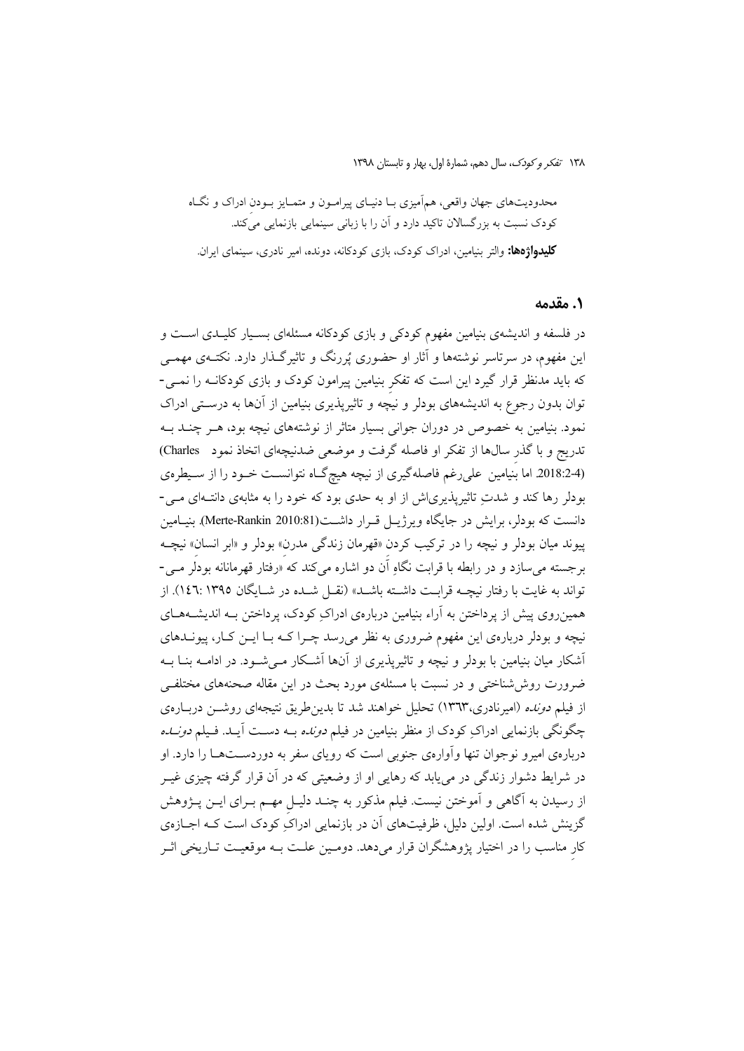محدودیت‌های جهان واقعی، همآمیزی بـا دنیـای پیرامـون و متمـایز بـودن ادراک و نگـاه کودک نسبت به بزرگسالان تاکید دارد و آن را با زبانی سینمایی بازنمایی می‌کند.

**کلیدواژه‌ها:** والتر بنیامین، ادراک کودک، بازی کودکانه، دونده، امیر نادری، سینمای ایران.

## ۱. مقدمه

در فلسفه و اندیشه‌ی بنیامین مفهوم کودکی و بازی کودکانه مسئله‌ای بسـیار کلیـدی اسـت و این مفهوم، در سرتاسر نوشته‌ها و آثار او حضوری پُررنگ و تاثیرگـذار دارد. نکتـه‌ی مهمـی که باید مدنظر قرار گیرد این است که تفکرِ بنیامین پیرامون کودک و بازی کودکانـه را نمـی‌توان بدون رجوع به اندیشه‌های بودلر و نیچه و تاثیرپذیری بنیامین از آن‌ها به درسـتی ادراک نمود. بنیامین به خصوص در دوران جوانی بسیار متاثر از نوشته‌های نیچه بود، هـر چنـد بـه تدریج و با گذرِ سال‌ها از تفکر او فاصله گرفت و موضعی ضدنیچه‌ای اتخاذ نمود (Charles 2018:2-4). اما بنیامین علی‌رغم فاصله‌گیری از نیچه هیچ‌گـاه نتوانسـت خـود را از سـیطره‌ی بودلر رها کند و شدتِ تاثیرپذیری‌اش از او به حدی بود که خود را به مثابه‌ی دانتـه‌ای مـی‌دانست که بودلر، برایش در جایگاه ویرژیـل قـرار داشـت(Merte-Rankin 2010:81). بنیـامین پیوند میان بودلر و نیچه را در ترکیب کردن «قهرمان زندگی مدرن» بودلر و «ابر انسان» نیچـه برجسته می‌سازد و در رابطه با قرابت نگاهِ آن دو اشاره می‌کند که «رفتار قهرمانانه بودلر مـی‌تواند به غایت با رفتار نیچـه قرابـت داشـته باشـد» (نقـل شـده در شـایگان ۱۳۹۵ :۱۴۶). از همین‌روی پیش از پرداختن به آراء بنیامین درباره‌ی ادراکِ کودک، پرداختن بـه اندیشـه‌هـای نیچه و بودلر درباره‌ی این مفهوم ضروری به نظر می‌رسد چـرا کـه بـا ایـن کـار، پیونـدهای آشکار میان بنیامین با بودلر و نیچه و تاثیرپذیری از آن‌ها آشـکار مـی‌شـود. در ادامـه بنـا بـه ضرورت روش‌شناختی و در نسبت با مسئله‌ی مورد بحث در این مقاله صحنه‌های مختلفـی از فیلم *دونده* (امیرنادری،۱۳۶۳) تحلیل خواهند شد تا بدین‌طریق نتیجه‌ای روشـن دربـاره‌ی چگونگی بازنمایی ادراکِ کودک از منظر بنیامین در فیلم *دونده* بـه دسـت آیـد. فـیلم *دونـده* درباره‌ی امیرو نوجوان تنها وآواره‌ی جنوبی است که رویای سفر به دوردسـت‌هـا را دارد. او در شرایط دشوار زندگی در می‌یابد که رهایی او از وضعیتی که در آن قرار گرفته چیزی غیـر از رسیدن به آگاهی و آموختن نیست. فیلم مذکور به چنـد دلیـلِ مهـم بـرای ایـن پـژوهش گزینش شده است. اولین دلیل، ظرفیت‌های آن در بازنمایی ادراکِ کودک است کـه اجـازه‌ی کارِ مناسب را در اختیار پژوهشگران قرار می‌دهد. دومـین علـت بـه موقعیـت تـاریخی اثـر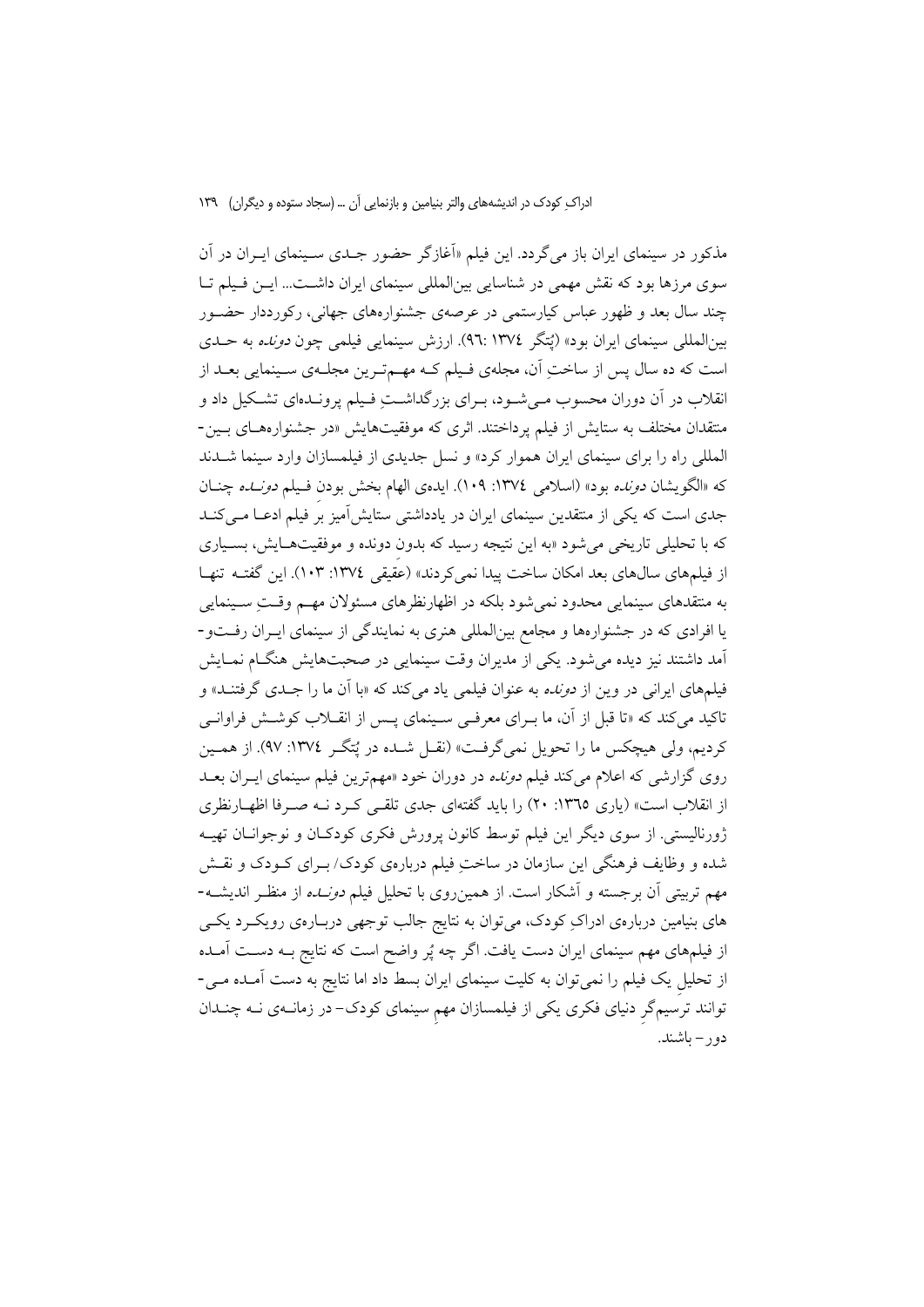مذکور در سینمای ایران باز می‌گردد. این فیلم «آغازگر حضور جدی سینمای ایران در آن سوی مرزها بود که نقش مهمی در شناسایی بین‌المللی سینمای ایران داشت... این فیلم تا چند سال بعد و ظهور عباس کیارستمی در عرصه‌ی جشنواره‌های جهانی، رکورددار حضور بین‌المللی سینمای ایران بود» (پُتگر ۱۳۷٤ :۹٦). ارزش سینمایی فیلمی چون *دونده* به حدی است که ده سال پس از ساختِ آن، مجله‌ی فیلم که مهم‌ترین مجله‌ی سینمایی بعد از انقلاب در آن دوران محسوب می‌شود، برای بزرگداشتِ فیلم پرونده‌ای تشکیل داد و منتقدان مختلف به ستایش از فیلم پرداختند. اثری که موفقیت‌هایش «در جشنواره‌های بین‌المللی راه را برای سینمای ایران هموار کرد» و نسل جدیدی از فیلمسازان وارد سینما شدند که «الگویشان *دونده* بود» (اسلامی ۱۳۷٤: ۱۰۹). ایده‌ی الهام بخش بودن فیلم *دونده* چنان جدی است که یکی از منتقدین سینمای ایران در یادداشتی ستایش‌آمیز بر فیلم ادعا می‌کند که با تحلیلی تاریخی می‌شود «به این نتیجه رسید که بدون دونده و موفقیت‌هایش، بسیاری از فیلم‌های سال‌های بعد امکان ساخت پیدا نمی‌کردند» (عقیقی ۱۳۷٤: ۱۰۳). این گفته تنها به منتقدهای سینمایی محدود نمی‌شود بلکه در اظهارنظرهای مسئولان مهم وقتِ سینمایی یا افرادی که در جشنواره‌ها و مجامع بین‌المللی هنری به نمایندگی از سینمای ایران رفت‌و-آمد داشتند نیز دیده می‌شود. یکی از مدیران وقت سینمایی در صحبت‌هایش هنگام نمایش فیلم‌های ایرانی در وین از *دونده* به عنوان فیلمی یاد می‌کند که «با آن ما را جدی گرفتند» و تاکید می‌کند که «تا قبل از آن، ما برای معرفی سینمای پس از انقلاب کوشش فراوانی کردیم، ولی هیچکس ما را تحویل نمی‌گرفت» (نقل شده در پُتگر ۱۳۷٤: ۹۷). از همین روی گزارشی که اعلام می‌کند فیلم *دونده* در دوران خود «مهم‌ترین فیلم سینمای ایران بعد از انقلاب است» (یاری ۱۳٦٥: ۲۰) را باید گفته‌ای جدی تلقی کرد نه صرفا اظهارنظری ژورنالیستی. از سوی دیگر این فیلم توسط کانون پرورش فکری کودکان و نوجوانان تهیه شده و وظایف فرهنگی این سازمان در ساختِ فیلم درباره‌ی کودک/ برای کودک و نقش مهم تربیتی آن برجسته و آشکار است. از همین‌روی با تحلیل فیلم *دونده* از منظر اندیشه-های بنیامین درباره‌ی ادراکِ کودک، می‌توان به نتایج جالب توجهی درباره‌ی رویکرد یکی از فیلم‌های مهم سینمای ایران دست یافت. اگر چه پُر واضح است که نتایج به دست آمده از تحلیلِ یک فیلم را نمی‌توان به کلیت سینمای ایران بسط داد اما نتایج به دست آمده می-توانند ترسیم‌گرِ دنیای فکری یکی از فیلمسازان مهمِ سینمای کودک- در زمانه‌ی نه چندان دور- باشند.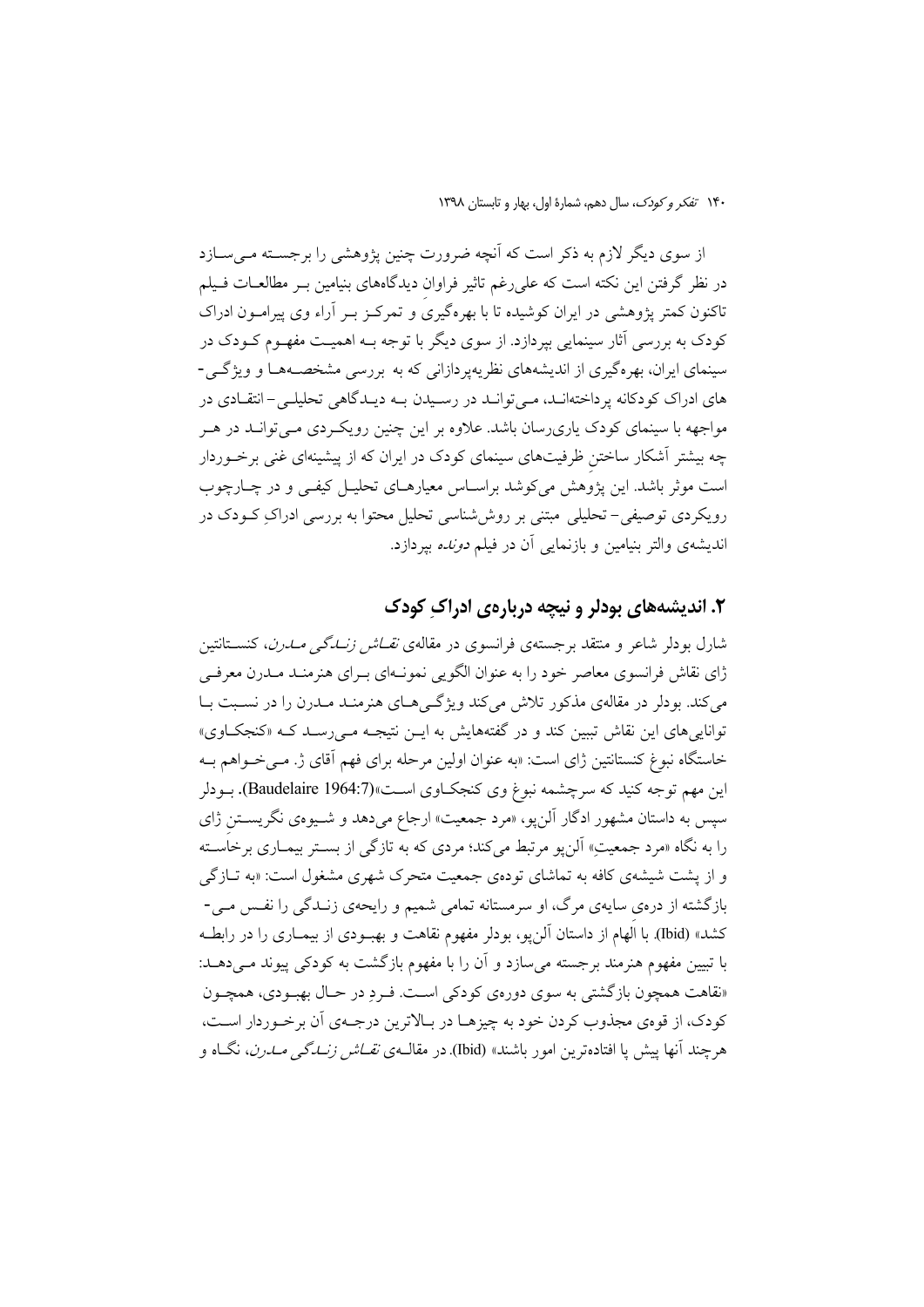از سوی دیگر لازم به ذکر است که آنچه ضرورت چنین پژوهشی را برجسته می‌سازد در نظر گرفتن این نکته است که علی‌رغم تاثیر فراوان دیدگاه‌های بنیامین بر مطالعات فیلم تاکنون کمتر پژوهشی در ایران کوشیده تا با بهره‌گیری و تمرکز بر آراء وی پیرامون ادراک کودک به بررسی آثار سینمایی بپردازد. از سوی دیگر با توجه به اهمیت مفهوم کودک در سینمای ایران، بهره‌گیری از اندیشه‌های نظریه‌پردازانی که به بررسی مشخصه‌ها و ویژگی‌های ادراک کودکانه پرداخته‌اند، می‌تواند در رسیدن به دیدگاهی تحلیلی- انتقادی در مواجهه با سینمای کودک یاری‌رسان باشد. علاوه بر این چنین رویکردی می‌تواند در هر چه بیشتر آشکار ساختنِ ظرفیت‌های سینمای کودک در ایران که از پیشینه‌ای غنی برخوردار است موثر باشد. این پژوهش می‌کوشد براساس معیارهای تحلیل کیفی و در چارچوب رویکردی توصیفی- تحلیلی مبتنی بر روش‌شناسی تحلیل محتوا به بررسی ادراکِ کودک در اندیشه‌ی والتر بنیامین و بازنمایی آن در فیلم *دونده* بپردازد.

## ۲. اندیشه‌های بودلر و نیچه درباره‌ی ادراکِ کودک

شارل بودلر شاعر و منتقد برجسته‌ی فرانسوی در مقاله‌ی *نقاش زندگی مدرن*، کنستانتین ژای نقاش فرانسوی معاصر خود را به عنوان الگویی نمونه‌ای برای هنرمند مدرن معرفی می‌کند. بودلر در مقاله‌ی مذکور تلاش می‌کند ویژگی‌های هنرمند مدرن را در نسبت با توانایی‌های این نقاش تبیین کند و در گفته‌هایش به این نتیجه می‌رسد که «کنجکاوی» خاستگاه نبوغ کنستانتین ژای است: «به عنوان اولین مرحله برای فهم آقای ژ. می‌خواهم به این مهم توجه کنید که سرچشمه نبوغ وی کنجکاوی است»(Baudelaire 1964:7). بودلر سپس به داستان مشهور ادگار آلن‌پو، «مرد جمعیت» ارجاع می‌دهد و شیوه‌ی نگریستنِ ژای را به نگاه «مرد جمعیتِ» آلن‌پو مرتبط می‌کند؛ مردی که به تازگی از بستر بیماری برخاسته و از پشت شیشه‌ی کافه به تماشای توده‌ی جمعیت متحرک شهری مشغول است: «به تازگی بازگشته از دره‌ی سایه‌ی مرگ، او سرمستانه تمامی شمیم و رایحه‌ی زندگی را نفس می‌کشد» (Ibid). با الهام از داستان آلن‌پو، بودلر مفهوم نقاهت و بهبودی از بیماری را در رابطه با تبیین مفهوم هنرمند برجسته می‌سازد و آن را با مفهوم بازگشت به کودکی پیوند می‌دهد: «نقاهت همچون بازگشتی به سوی دوره‌ی کودکی است. فردِ در حال بهبودی، همچون کودک، از قوه‌ی مجذوب کردن خود به چیزها در بالاترین درجه‌ی آن برخوردار است، هرچند آنها پیش پا افتاده‌ترین امور باشند» (Ibid). در مقاله‌ی *نقاش زندگی مدرن*، نگاه و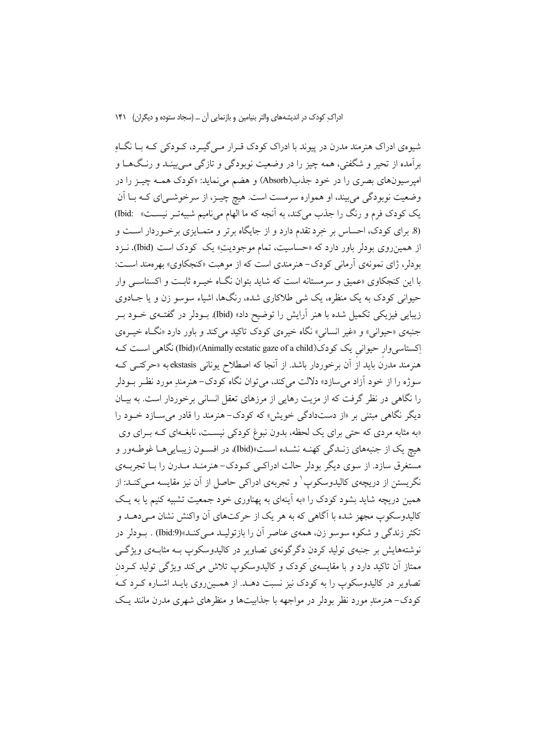شیوه‌ی ادراک هنرمند مدرن در پیوند با ادراک کودک قـرار مـی‌گیـرد، کـودکی کـه بـا نگـاهِ برآمده از تحیر و شگفتی، همه چیز را در وضعیت نوبودگی و تازگی مـی‌بینـد و رنـگ‌هـا و امپرسیون‌های بصری را در خود جذب(Absorb) و هضم می‌نماید: «کودک همـه چیـز را در وضعیت نوبودگی می‌بیند، او همواره سرمست است. هیچ چیـز، از سرخوشـی‌ای کـه بـا آن یک کودک فرم و رنگ را جذب می‌کند، به آنچه که ما الهام می‌نامیم شبیه‌تـر نیسـت» (Ibid: 8). برای کودک، احساس بر خِرد تقدم دارد و از جایگاه برتر و متمـایزی برخـوردار اسـت و از همین‌روی بودلر باور دارد که «حساسیت، تمام موجودیتِ» یک کودک است (Ibid). نـزد بودلر، ژای نمونه‌ی آرمانی کودک- هنرمندی است که از موهبت «کنجکاوی» بهره‌مند اسـت: با این کنجکاوی «عمیق و سرمستانه است که شاید بتوان نگـاه خیـره ثابـت و اکستاسـی وار حیوانی کودک به یک منظره، یک شی طلاکاری شده، رنگ‌ها، اشیاء سوسو زن و یا جـادوی زیبایی فیزیکی تکمیل شده با هنر آرایش را توضیح داد» (Ibid). بـودلر در گفتـه‌ی خـود بـر جنبه‌ی «حیوانی» و «غیر انسانی» نگاه خیره‌ی کودک تاکید می‌کند و باور دارد «نگـاه خیـره‌ی اِکستاسی‌وارِ حیوانیِ یک کودک(Animally ecstatic gaze of a child)»(Ibid) نگاهی اسـت کـه هنرمند مدرن باید از آن برخوردار باشد. از آنجا که اصطلاح یونانی ekstasis به «حرکتـی کـه سوژه را از خود آزاد می‌سازد» دلالت می‌کند، می‌توان نگاه کودک- هنرمندِ مورد نظـر بـودلر را نگاهی در نظر گرفت که از مزیت رهایی از مرزهای تعقل انسانی برخوردار است. به بیـان دیگر نگاهی مبتنی بر «از دست‌دادگی خویش» که کودک- هنرمند را قادر می‌سـازد خـود را «به مثابه مردی که حتی برای یک لحظه، بدون نبوغ کودکی نیسـت، نابغـه‌ای کـه بـرای وی هیچ یک از جنبه‌های زنـدگی کهنـه نشـده اسـت»(Ibid)، در افسـون زیبـایی‌هـا غوطـه‌ور و مستغرق سازد. از سوی دیگر بودلر حالت ادراکـی کـودک- هنرمنـد مـدرن را بـا تجربـه‌ی نگریستن از دریچه‌ی کالیدوسکوپ[1] و تجربه‌ی ادراکی حاصل از آن نیز مقایسه مـی‌کنـد: از همین دریچه شاید بشود کودک را «به آینه‌ای به پهناوری خود جمعیت تشبیه کنیم یا به یـک کالیدوسکوپ مجهز شده با آگاهی که به هر یک از حرکت‌های آن واکنش نشان مـی‌دهـد و تکثر زندگی و شکوه سوسو زن، همه‌ی عناصر آن را بازتولیـد مـی‌کنـد»(Ibid:9) . بـودلر در نوشته‌هایش بر جنبه‌ی تولید کردنِ دگرگونه‌ی تصاویر در کالیدوسکوپ بـه مثابـه‌ی ویژگـی ممتاز آن تاکید دارد و با مقایسه‌یِ کودک و کالیدوسکوپ تلاش می‌کند ویژگی تولید کـردنِ تصاویر در کالیدوسکوپ را به کودک نیز نسبت دهـد. از همـین‌روی بایـد اشـاره کـرد کـه کودک- هنرمندِ مورد نظر بودلر در مواجهه با جذابیت‌ها و منظرهای شهری مدرن مانند یـک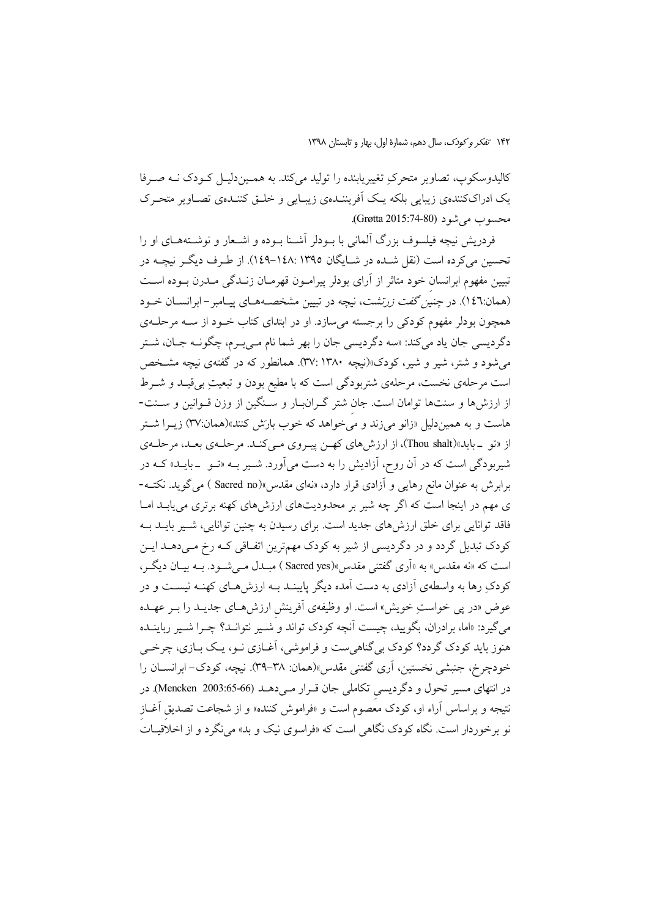کالیدوسکوپ، تصاویر متحرکِ تغییریابنده را تولید می‌کند. به همین‌دلیل کودک نه صرفا یک ادراک‌کننده‌ی زیبایی بلکه یک آفریننده‌ی زیبایی و خلق کننده‌ی تصاویر متحرک محسوب می‌شود (Grøtta 2015:74-80).

فردریش نیچه فیلسوف بزرگ آلمانی با بودلر آشنا بوده و اشعار و نوشته‌های او را تحسین می‌کرده است (نقل شده در شایگان ۱۳۹۵ :۱۴۸-۱۴۹). از طرف دیگر نیچه در تبیین مفهوم ابرانسانِ خود متاثر از آرای بودلر پیرامون قهرمان زندگی مدرن بوده است (همان:۱۴۶). در *چنین گفت زرتشت*، نیچه در تبیین مشخصه‌های پیامبر-ابرانسان خود همچون بودلر مفهوم کودکی را برجسته می‌سازد. او در ابتدای کتاب خود از سه مرحله‌ی دگردیسی جان یاد می‌کند: «سه دگردیسی جان را بهر شما نام می‌برم، چگونه جان، شتر می‌شود و شتر، شیر و شیر، کودک»(نیچه ۱۳۸۰ :۳۷). همانطور که در گفته‌ی نیچه مشخص است مرحله‌ی نخست، مرحله‌ی شتربودگی است که با مطیع بودن و تبعیتِ بی‌قید و شرط از ارزش‌ها و سنت‌ها توامان است. جان شتر گران‌بار و سنگین از وزن قوانین و سنت-هاست و به همین‌دلیل «زانو می‌زند و می‌خواهد که خوب بارَش کنند»(همان:۳۷) زیرا شتر از «تو - باید»(Thou shalt)، از ارزش‌های کهن پیروی می‌کند. مرحله‌ی بعد، مرحله‌ی شیربودگی است که در آن روح، آزادیش را به دست می‌آورد. شیر به «تو - باید» که در برابرش به عنوان مانع رهایی و آزادی قرار دارد، «نه‌ای مقدس»(Sacred no ) می‌گوید. نکته-ی مهم در اینجا است که اگر چه شیر بر محدودیت‌های ارزش‌های کهنه برتری می‌یابد اما فاقد توانایی برای خلق ارزش‌های جدید است. برای رسیدن به چنین توانایی، شیر باید به کودک تبدیل گردد و در دگردیسی از شیر به کودک مهم‌ترین اتفاقی که رخ می‌دهد این است که «نه مقدس» به «آری گفتنی مقدس»(Sacred yes ) مبدل می‌شود. به بیان دیگر، کودکِ رها به واسطه‌ی آزادی به دست آمده دیگر پایبند به ارزش‌های کهنه نیست و در عوض «در پی خواستِ خویش» است. او وظیفه‌ی آفرینشِ ارزش‌های جدید را بر عهده می‌گیرد: «اما، برادران، بگویید، چیست آنچه کودک تواند و شیر نتواند؟ چرا شیر رباینده هنوز باید کودک گردد؟ کودک بی‌گناهی‌ست و فراموشی، آغازی نو، یک بازی، چرخی خودچرخ، جنبشی نخستین، آری گفتنی مقدس»(همان: ۳۸-۳۹). نیچه، کودک-ابرانسان را در انتهای مسیر تحول و دگردیسیِ تکاملی جان قرار می‌دهد (Mencken 2003:65-66). در نتیجه و براساس آراء او، کودک معصوم است و «فراموش کننده» و از شجاعت تصدیقِ آغازِ نو برخوردار است. نگاه کودک نگاهی است که «فراسوی نیک و بد» می‌نگرد و از اخلاقیات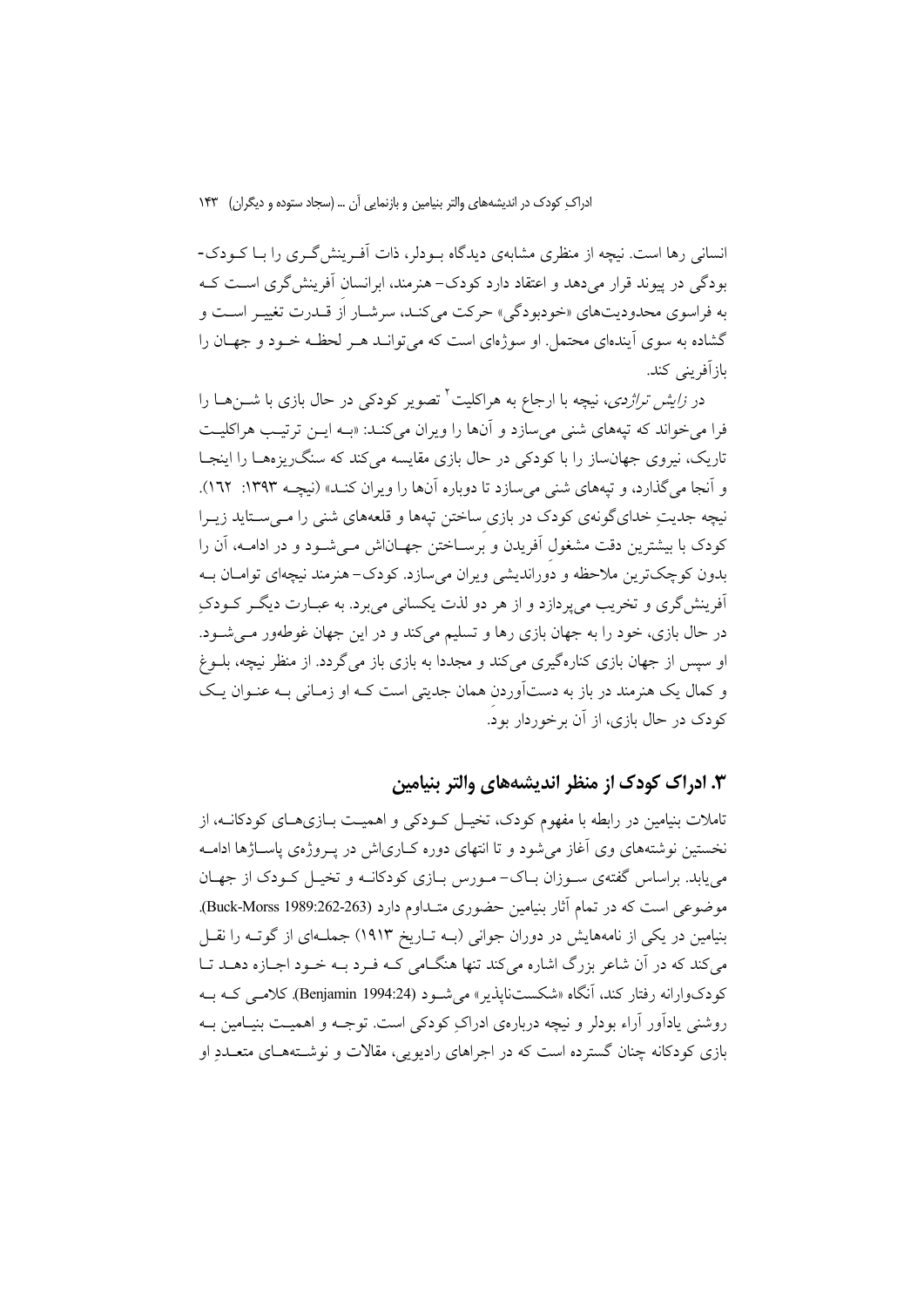انسانی رها است. نیچه از منظری مشابه‌ی دیدگاه بودلر، ذات آفرینش‌گری را با کودک- بودگی در پیوند قرار می‌دهد و اعتقاد دارد کودک- هنرمند، ابرانسان آفرینش‌گری است که به فراسوی محدودیت‌های «خودبودگی» حرکت می‌کند، سرشار از قدرت تغییر است و گشاده به سوی آینده‌ای محتمل. او سوژه‌ای است که می‌تواند هر لحظه خود و جهان را بازآفرینی کند.

در *زایش تراژدی*، نیچه با ارجاع به هراکلیت[2] تصویر کودکی در حال بازی با شن‌ها را فرا می‌خواند که تپه‌های شنی می‌سازد و آن‌ها را ویران می‌کند: «به این ترتیب هراکلیت تاریک، نیروی جهان‌ساز را با کودکی در حال بازی مقایسه می‌کند که سنگ‌ریزه‌ها را اینجا و آنجا می‌گذارد، و تپه‌های شنی می‌سازد تا دوباره آن‌ها را ویران کند» (نیچه ۱۳۹۳: ۱۶۲). نیچه جدیتِ خدای‌گونه‌ی کودک در بازی ساختن تپه‌ها و قلعه‌های شنی را می‌ستاید زیرا کودک با بیشترین دقت مشغولِ آفریدن و برساختن جهان‌اش می‌شود و در ادامه، آن را بدون کوچک‌ترین ملاحظه و دوراندیشی ویران می‌سازد. کودک- هنرمند نیچه‌ای توامان به آفرینش‌گری و تخریب می‌پردازد و از هر دو لذت یکسانی می‌برد. به عبارت دیگر کودکِ در حال بازی، خود را به جهان بازی رها و تسلیم می‌کند و در این جهان غوطه‌ور می‌شود. او سپس از جهان بازی کناره‌گیری می‌کند و مجددا به بازی باز می‌گردد. از منظر نیچه، بلوغ و کمال یک هنرمند در باز به دست‌آوردنِ همان جدیتی است که او زمانی به عنوان یک کودک در حال بازی، از آن برخوردار بود.

## ۳. ادراک کودک از منظر اندیشه‌های والتر بنیامین

تاملات بنیامین در رابطه با مفهوم کودک، تخیل کودکی و اهمیت بازی‌های کودکانه، از نخستین نوشته‌های وی آغاز می‌شود و تا انتهای دوره کاری‌اش در پروژه‌ی پاساژها ادامه می‌یابد. براساس گفته‌ی سوزان باک- مورس بازی کودکانه و تخیل کودک از جهان موضوعی است که در تمام آثار بنیامین حضوری متداوم دارد (Buck-Morss 1989:262-263). بنیامین در یکی از نامه‌هایش در دوران جوانی (به تاریخ ۱۹۱۳) جمله‌ای از گوته را نقل می‌کند که در آن شاعر بزرگ اشاره می‌کند تنها هنگامی که فرد به خود اجازه دهد تا کودک‌وارانه رفتار کند، آنگاه «شکست‌ناپذیر» می‌شود (Benjamin 1994:24). کلامی که به روشنی یادآور آراء بودلر و نیچه درباره‌ی ادراکِ کودکی است. توجه و اهمیت بنیامین به بازی کودکانه چنان گسترده است که در اجراهای رادیویی، مقالات و نوشته‌های متعددِ او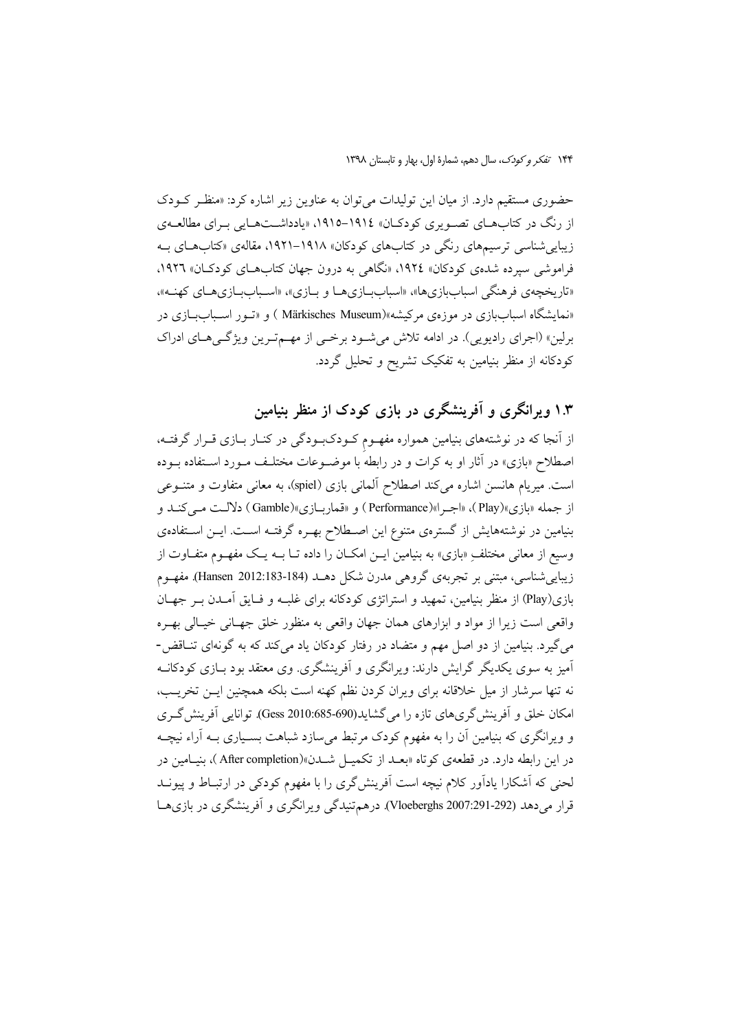حضوری مستقیم دارد. از میان این تولیدات می‌توان به عناوین زیر اشاره کرد: «منظر کودک از رنگ در کتاب‌های تصویری کودکان» ۱۹۱۴–۱۹۱۵، «یادداشت‌هایی برای مطالعه‌ی زیبایی‌شناسی ترسیم‌های رنگی در کتاب‌های کودکان» ۱۹۱۸–۱۹۲۱، مقاله‌ی «کتاب‌های به فراموشی سپرده شده‌ی کودکان» ۱۹۲۴، «نگاهی به درون جهان کتاب‌های کودکان» ۱۹۲۶، «تاریخچه‌ی فرهنگی اسباب‌بازی‌ها»، «اسباب‌بازی‌ها و بازی»، «اسباب‌بازی‌های کهنه»، «نمایشگاه اسباب‌بازی در موزه‌ی مرکیشه»(Märkisches Museum ) و «تور اسباب‌بازی در برلین» (اجرای رادیویی). در ادامه تلاش می‌شود برخی از مهم‌ترین ویژگی‌های ادراک کودکانه از منظر بنیامین به تفکیک تشریح و تحلیل گردد.

## ۱.۳ ویرانگری و آفرینشگری در بازی کودک از منظر بنیامین

از آنجا که در نوشته‌های بنیامین همواره مفهوم کودک‌بودگی در کنار بازی قرار گرفته، اصطلاح «بازی» در آثار او به کرات و در رابطه با موضوعات مختلف مورد استفاده بوده است. میریام هانسن اشاره می‌کند اصطلاح آلمانی بازی (spiel)، به معانی متفاوت و متنوعی از جمله «بازی»(Play )، «اجرا»(Performance ) و «قماربازی»(Gamble ) دلالت می‌کند و بنیامین در نوشته‌هایش از گستره‌ی متنوع این اصطلاح بهره گرفته است. این استفاده‌ی وسیع از معانی مختلفِ «بازی» به بنیامین این امکان را داده تا به یک مفهوم متفاوت از زیبایی‌شناسی، مبتنی بر تجربه‌ی گروهی مدرن شکل دهد (Hansen 2012:183-184). مفهوم بازی(Play) از منظر بنیامین، تمهید و استراتژی کودکانه برای غلبه و فایق آمدن بر جهان واقعی است زیرا از مواد و ابزارهای همان جهان واقعی به منظور خلق جهانی خیالی بهره می‌گیرد. بنیامین از دو اصل مهم و متضاد در رفتار کودکان یاد می‌کند که به گونه‌ای تناقض-آمیز به سوی یکدیگر گرایش دارند: ویرانگری و آفرینشگری. وی معتقد بود بازی کودکانه نه تنها سرشار از میل خلاقانه برای ویران کردن نظم کهنه است بلکه همچنین این تخریب، امکان خلق و آفرینش‌گری‌های تازه را می‌گشاید(Gess 2010:685-690). توانایی آفرینش‌گری و ویرانگری که بنیامین آن را به مفهوم کودک مرتبط می‌سازد شباهت بسیاری به آراء نیچه در این رابطه دارد. در قطعه‌ی کوتاه «بعد از تکمیل شدن»(After completion )، بنیامین در لحنی که آشکارا یادآور کلام نیچه است آفرینش‌گری را با مفهوم کودکی در ارتباط و پیوند قرار می‌دهد (Vloeberghs 2007:291-292). درهم‌تنیدگی ویرانگری و آفرینشگری در بازی‌ها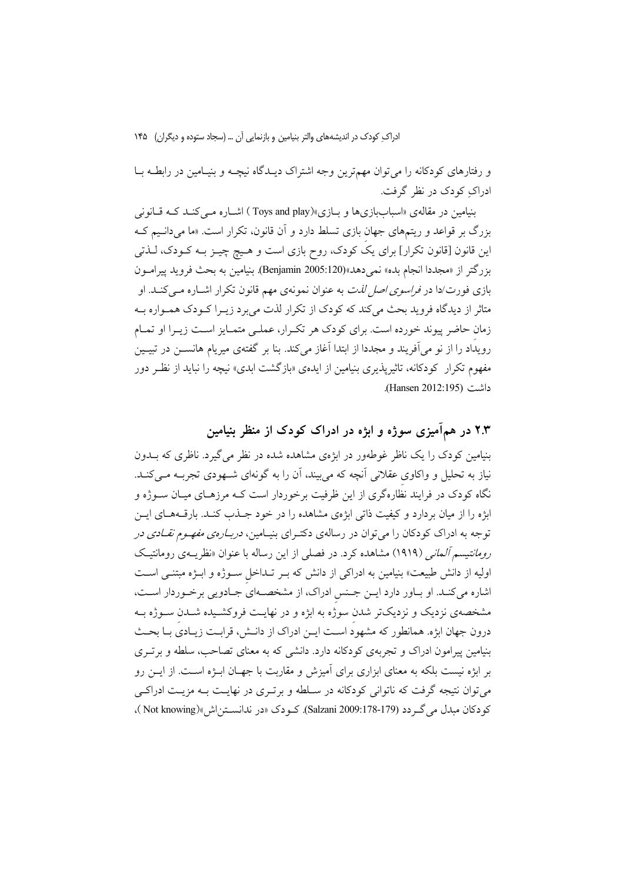و رفتارهای کودکانه را می‌توان مهم‌ترین وجه اشتراک دیدگاه نیچه و بنیامین در رابطه با ادراکِ کودک در نظر گرفت.

بنیامین در مقاله‌ی «اسباب‌بازی‌ها و بازی»(Toys and play ) اشاره می‌کند که قانونی بزرگ بر قواعد و ریتم‌های جهانِ بازی تسلط دارد و آن قانون، تکرار است. «ما می‌دانیم که این قانون [قانون تکرار] برای یک کودک، روح بازی است و هیچ چیز به کودک، لذتی بزرگتر از «مجددا انجام بده» نمی‌دهد»(Benjamin 2005:120). بنیامین به بحث فروید پیرامون بازی فورت/دا در *فراسوی اصل لذت* به عنوان نمونه‌ی مهم قانون تکرار اشاره می‌کند. او متاثر از دیدگاه فروید بحث می‌کند که کودک از تکرار لذت می‌برد زیرا کودک همواره به زمانِ حاضر پیوند خورده است. برای کودک هر تکرار، عملی متمایز است زیرا او تمام رویداد را از نو می‌آفریند و مجددا از ابتدا آغاز می‌کند. بنا بر گفته‌ی میریام هانسن در تبیین مفهوم تکرار کودکانه، تاثیرپذیری بنیامین از ایده‌ی «بازگشت ابدی» نیچه را نباید از نظر دور داشت (Hansen 2012:195).

## ۲.۳ در هم‌آمیزی سوژه و ابژه در ادراک کودک از منظر بنیامین

بنیامین کودک را یک ناظر غوطه‌ور در ابژه‌ی مشاهده شده در نظر می‌گیرد. ناظری که بدون نیاز به تحلیل و واکاوی عقلانی آنچه که می‌بیند، آن را به گونه‌ای شهودی تجربه می‌کند. نگاه کودک در فرایند نظاره‌گری از این ظرفیت برخوردار است که مرزهای میان سوژه و ابژه را از میان بردارد و کیفیت ذاتی ابژه‌ی مشاهده را در خود جذب کند. بارقه‌های این توجه به ادراک کودکان را می‌توان در رساله‌ی دکترای بنیامین، *درباره‌ی مفهوم نقادی در رومانتیسم آلمانی* (۱۹۱۹) مشاهده کرد. در فصلی از این رساله با عنوان «نظریه‌ی رومانتیک اولیه از دانش طبیعت» بنیامین به ادراکی از دانش که بر تداخلِ سوژه و ابژه مبتنی است اشاره می‌کند. او باور دارد این جنسِ ادراک، از مشخصه‌ای جادویی برخوردار است، مشخصه‌ی نزدیک و نزدیک‌تر شدن سوژه به ابژه و در نهایت فروکشیده شدنِ سوژه به درون جهان ابژه. همانطور که مشهود است این ادراک از دانش، قرابت زیادی با بحث بنیامین پیرامون ادراک و تجربه‌ی کودکانه دارد. دانشی که به معنای تصاحب، سلطه و برتری بر ابژه نیست بلکه به معنای ابزاری برای آمیزش و مقاربت با جهان ابژه است. از این رو می‌توان نتیجه گرفت که ناتوانی کودکانه در سلطه و برتری در نهایت به مزیت ادراکی کودکان مبدل می‌گردد (Salzani 2009:178-179). کودک «در ندانستن‌اش»(Not knowing )،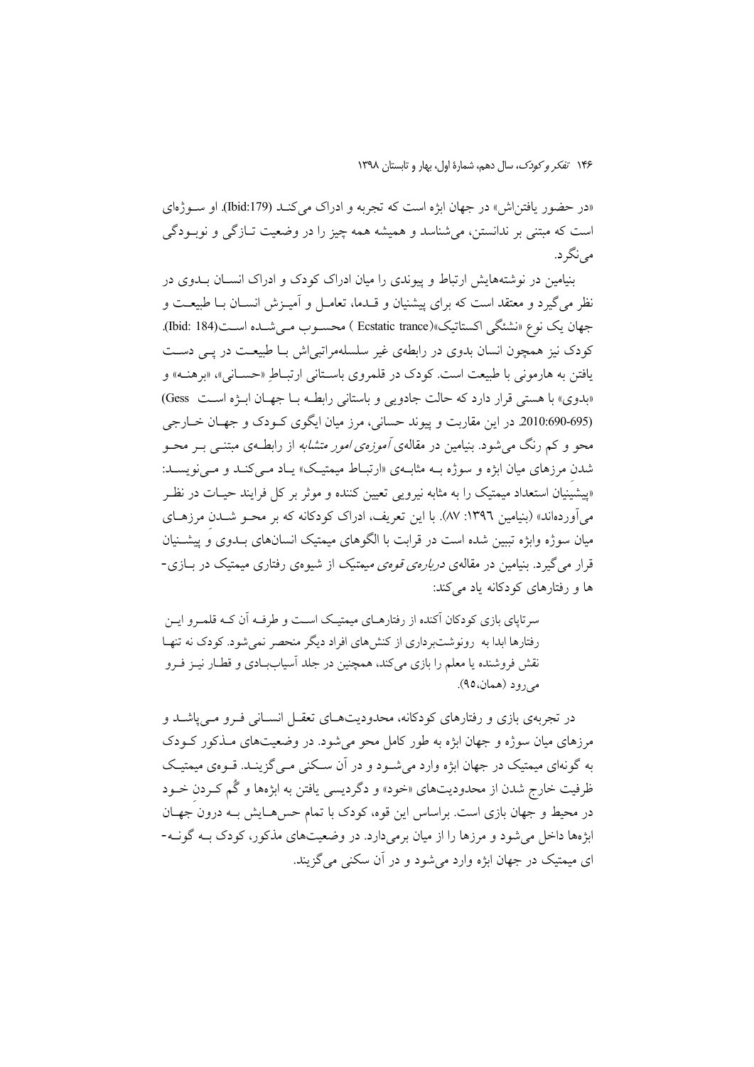«در حضور یافتن‌اش» در جهان ابژه است که تجربه و ادراک می‌کند (Ibid:179). او سوژه‌ای است که مبتنی بر ندانستن، می‌شناسد و همیشه همه چیز را در وضعیت تازگی و نوبودگی می‌نگرد.

بنیامین در نوشته‌هایش ارتباط و پیوندی را میان ادراک کودک و ادراک انسان بدوی در نظر می‌گیرد و معتقد است که برای پیشنیان و قدما، تعامل و آمیزش انسان با طبیعت و جهان یک نوع «نشئگی اکستاتیک»(Ecstatic trance ) محسوب می‌شده است(Ibid: 184). کودک نیز همچون انسان بدوی در رابطه‌ی غیر سلسله‌مراتبی‌اش با طبیعت در پی دست یافتن به هارمونی با طبیعت است. کودک در قلمروی باستانی ارتباطِ «حسانی»، «برهنه» و «بدوی» با هستی قرار دارد که حالت جادویی و باستانی رابطه با جهان ابژه است (Gess 2010:690-695). در این مقاربت و پیوند حسانی، مرز میان ایگوی کودک و جهان خارجی محو و کم رنگ می‌شود. بنیامین در مقاله‌ی *آموزه‌ی امور متشابه* از رابطه‌ی مبتنی بر محو شدنِ مرزهای میان ابژه و سوژه به مثابه‌ی «ارتباط میمتیک» یاد می‌کند و می‌نویسد: «پیشینیان استعداد میمتیک را به مثابه نیرویی تعیین کننده و موثر بر کل فرایند حیات در نظر می‌آورده‌اند» (بنیامین ۱۳۹۶: ۸۷). با این تعریف، ادراک کودکانه که بر محو شدن مرزهای میان سوژه وابژه تبیین شده است در قرابت با الگوهای میمتیک انسان‌های بدوی و پیشنیان قرار می‌گیرد. بنیامین در مقاله‌ی *درباره‌ی قوه‌ی میمتیک* از شیوه‌ی رفتاری میمتیک در بازی‌ها و رفتارهای کودکانه یاد می‌کند:

> سرتاپای بازی کودکان آکنده از رفتارهای میمتیک است و طرفه آن که قلمرو این رفتارها ابدا به رونوشت‌برداری از کنش‌های افراد دیگر منحصر نمی‌شود. کودک نه تنها نقش فروشنده یا معلم را بازی می‌کند، همچنین در جلد آسیاب‌بادی و قطار نیز فرو می‌رود (همان،۹۵).

در تجربه‌ی بازی و رفتارهای کودکانه، محدودیت‌های تعقل انسانی فرو می‌پاشد و مرزهای میان سوژه و جهان ابژه به طور کامل محو می‌شود. در وضعیت‌های مذکور کودک به گونه‌ای میمتیک در جهان ابژه وارد می‌شود و در آن سکنی می‌گزیند. قوه‌ی میمتیک ظرفیت خارج شدن از محدودیت‌های «خود» و دگردیسی یافتن به ابژه‌ها و گُم کردنِ خود در محیط و جهان بازی است. براساس این قوه، کودک با تمام حس‌هایش به درونِ جهان ابژه‌ها داخل می‌شود و مرزها را از میان برمی‌دارد. در وضعیت‌های مذکور، کودک به گونه‌ای میمتیک در جهان ابژه وارد می‌شود و در آن سکنی می‌گزیند.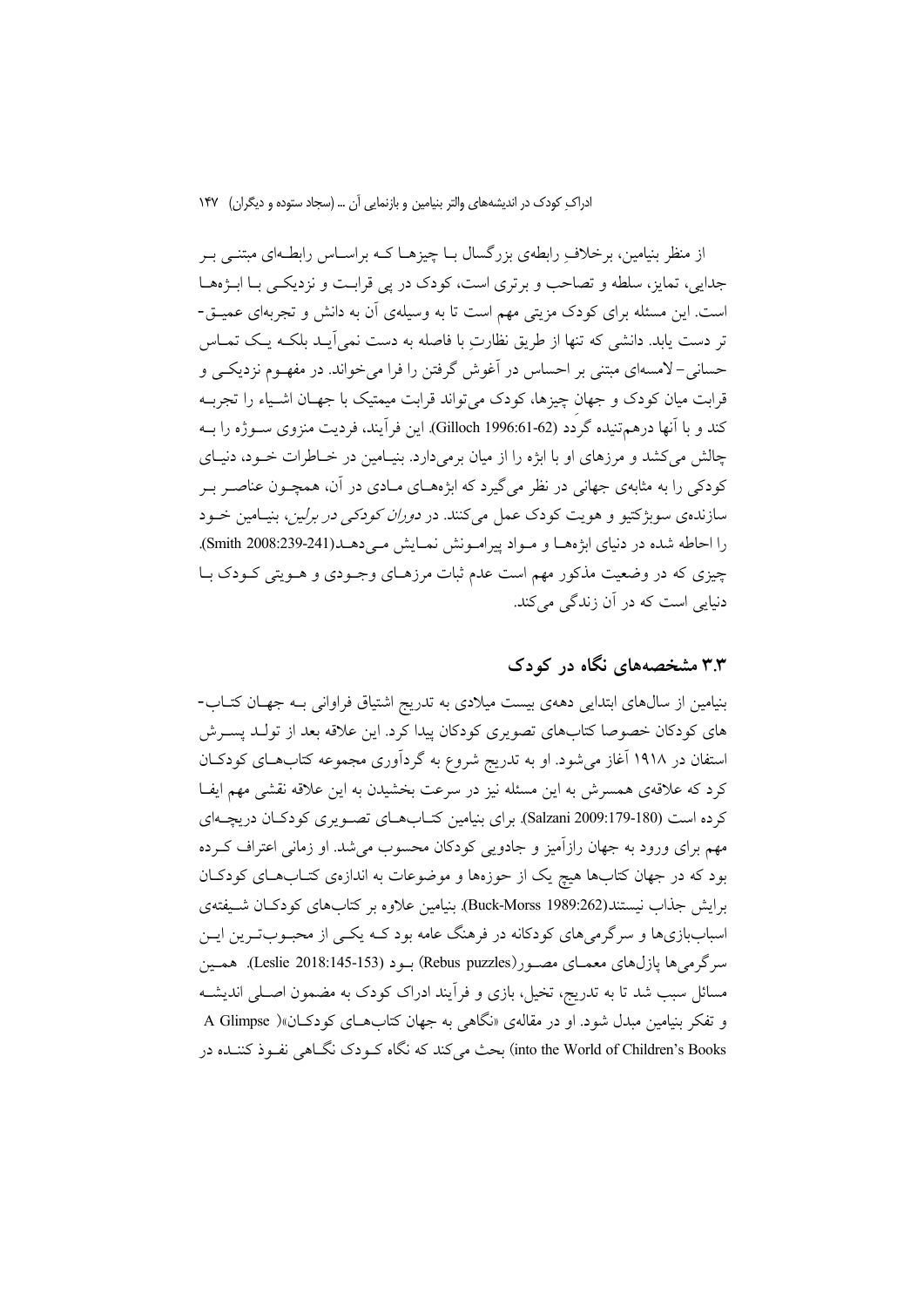از منظر بنیامین، برخلافِ رابطه‌ی بزرگسال با چیزها که براساس رابطه‌ای مبتنی بر جدایی، تمایز، سلطه و تصاحب و برتری است، کودک در پی قرابت و نزدیکی با ابژه‌ها است. این مسئله برای کودک مزیتی مهم است تا به وسیله‌ی آن به دانش و تجربه‌ای عمیق‌تر دست یابد. دانشی که تنها از طریق نظارتِ با فاصله به دست نمی‌آید بلکه یک تماس حسانی- لامسه‌ای مبتنی بر احساس در آغوش گرفتن را فرا می‌خواند. در مفهوم نزدیکی و قرابت میان کودک و جهان چیزها، کودک می‌تواند قرابت میمتیک با جهان اشیاء را تجربه کند و با آنها درهم‌تنیده گردد (Gilloch 1996:61-62). این فرآیند، فردیت منزوی سوژه را به چالش می‌کشد و مرزهای او با ابژه را از میان برمی‌دارد. بنیامین در خاطرات خود، دنیای کودکی را به مثابه‌ی جهانی در نظر می‌گیرد که ابژه‌های مادی در آن، همچون عناصر بر سازنده‌ی سوبژکتیو و هویت کودک عمل می‌کنند. در *دوران کودکی در برلین*، بنیامین خود را احاطه شده در دنیای ابژه‌ها و مواد پیرامونش نمایش می‌دهد(Smith 2008:239-241). چیزی که در وضعیت مذکور مهم است عدم ثبات مرزهای وجودی و هویتی کودک با دنیایی است که در آن زندگی می‌کند.

## ۳.۳ مشخصه‌های نگاه در کودک

بنیامین از سال‌های ابتدایی دهه‌ی بیست میلادی به تدریج اشتیاق فراوانی به جهان کتاب‌های کودکان خصوصا کتاب‌های تصویری کودکان پیدا کرد. این علاقه بعد از تولد پسرش استفان در ۱۹۱۸ آغاز می‌شود. او به تدریج شروع به گردآوری مجموعه کتاب‌های کودکان کرد که علاقه‌ی همسرش به این مسئله نیز در سرعت بخشیدن به این علاقه نقشی مهم ایفا کرده است (Salzani 2009:179-180). برای بنیامین کتاب‌های تصویری کودکان دریچه‌ای مهم برای ورود به جهان رازآمیز و جادویی کودکان محسوب می‌شد. او زمانی اعتراف کرده بود که در جهان کتاب‌ها هیچ یک از حوزه‌ها و موضوعات به اندازه‌ی کتاب‌های کودکان برایش جذاب نیستند(Buck-Morss 1989:262). بنیامین علاوه بر کتاب‌های کودکان شیفته‌ی اسباب‌بازی‌ها و سرگرمی‌های کودکانه در فرهنگ عامه بود که یکی از محبوب‌ترین این سرگرمی‌ها پازل‌های معمای مصور(Rebus puzzles) بود (Leslie 2018:145-153). همین مسائل سبب شد تا به تدریج، تخیل، بازی و فرآیند ادراک کودک به مضمون اصلی اندیشه و تفکر بنیامین مبدل شود. او در مقاله‌ی «نگاهی به جهان کتاب‌های کودکان»( A Glimpse into the World of Children's Books) بحث می‌کند که نگاه کودک نگاهی نفوذ کننده در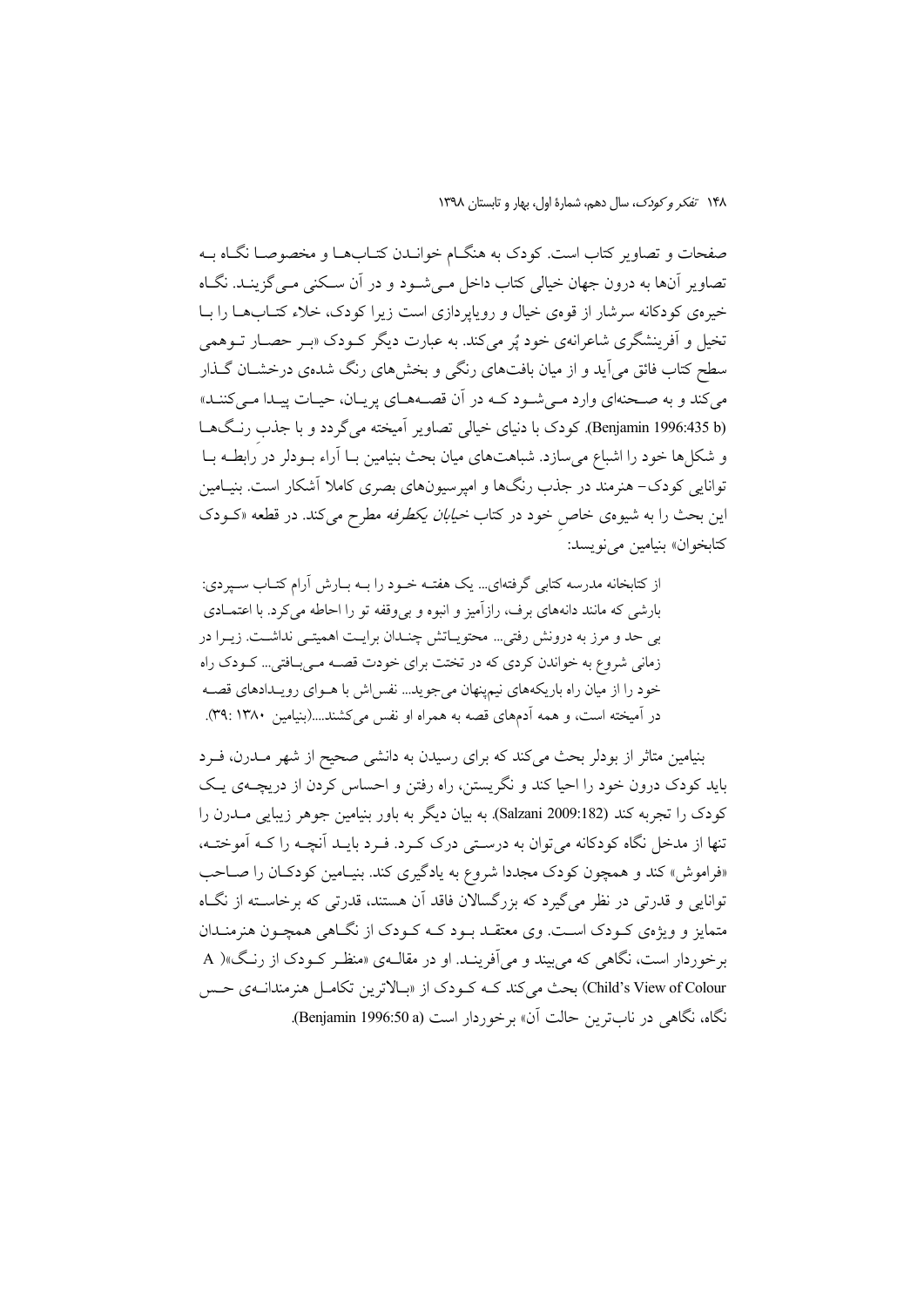صفحات و تصاویر کتاب است. کودک به هنگـام خوانـدن کتـاب‌هـا و مخصوصـا نگـاه بـه تصاویر آن‌ها به درون جهان خیالی کتاب داخل مـی‌شـود و در آن سـکنی مـی‌گزینـد. نگـاه خیره‌ی کودکانه سرشار از قوه‌ی خیال و رویاپردازی است زیرا کودک، خلاء کتـاب‌هـا را بـا تخیل و آفرینشگری شاعرانه‌ی خود پُر می‌کند. به عبارت دیگر کـودک «بـر حصـار تـوهمی سطح کتاب فائق می‌آید و از میان بافت‌های رنگی و بخش‌های رنگ شده‌ی درخشـان گـذار می‌کند و به صـحنه‌ای وارد مـی‌شـود کـه در آن قصـه‌هـای پریـان، حیـات پیـدا مـی‌کننـد» (Benjamin 1996:435 b). کودک با دنیای خیالی تصاویر آمیخته می‌گردد و با جذب رنـگ‌هـا و شکل‌ها خود را اشباع می‌سازد. شباهت‌های میان بحث بنیامین بـا آراء بـودلر در رابطـه بـا توانایی کودک– هنرمند در جذب رنگ‌ها و امپرسیون‌های بصری کاملا آشکار است. بنیـامین این بحث را به شیوه‌ی خاصِ خود در کتاب *خیابان یکطرفه* مطرح می‌کند. در قطعه «کـودک کتابخوان» بنیامین می‌نویسد:

> از کتابخانه مدرسه کتابی گرفته‌ای... یک هفتـه خـود را بـه بـارش آرام کتـاب سـپردی: بارشی که مانند دانه‌های برف، رازآمیز و انبوه و بی‌وقفه تو را احاطه می‌کرد. با اعتمـادی بی حد و مرز به درونش رفتی... محتویـاتش چنـدان برایـت اهمیتـی نداشـت. زیـرا در زمانی شروع به خواندن کردی که در تختت برای خودت قصـه مـی‌بـافتی... کـودک راه خود را از میان راه باریکه‌های نیم‌پنهان می‌جوید... نفس‌اش با هـوای رویـدادهای قصـه در آمیخته است، و همه آدم‌های قصه به همراه او نفس می‌کشند....(بنیامین ۱۳۸۰ :۳۹).

بنیامین متاثر از بودلر بحث می‌کند که برای رسیدن به دانشی صحیح از شهر مـدرن، فـرد باید کودک درون خود را احیا کند و نگریستن، راه رفتن و احساس کردن از دریچـه‌ی یـک کودک را تجربه کند (Salzani 2009:182). به بیان دیگر به باور بنیامین جوهر زیبایی مـدرن را تنها از مدخل نگاه کودکانه می‌توان به درستـی درک کـرد. فـرد بایـد آنچـه را کـه آموختـه، «فراموش» کند و همچون کودک مجددا شروع به یادگیری کند. بنیـامین کودکـان را صـاحب توانایی و قدرتی در نظر می‌گیرد که بزرگسالان فاقد آن هستند، قدرتی که برخاسـته از نگـاه متمایز و ویژه‌ی کـودک اسـت. وی معتقـد بـود کـه کـودک از نگـاهی همچـون هنرمنـدان برخوردار است، نگاهی که می‌بیند و می‌آفرینـد. او در مقالـه‌ی «منظـر کـودک از رنـگ»( A Child's View of Colour) بحث می‌کند کـه کـودک از «بـالاترین تکامـل هنرمندانـه‌ی حـس نگاه، نگاهی در ناب‌ترین حالت آن» برخوردار است (Benjamin 1996:50 a).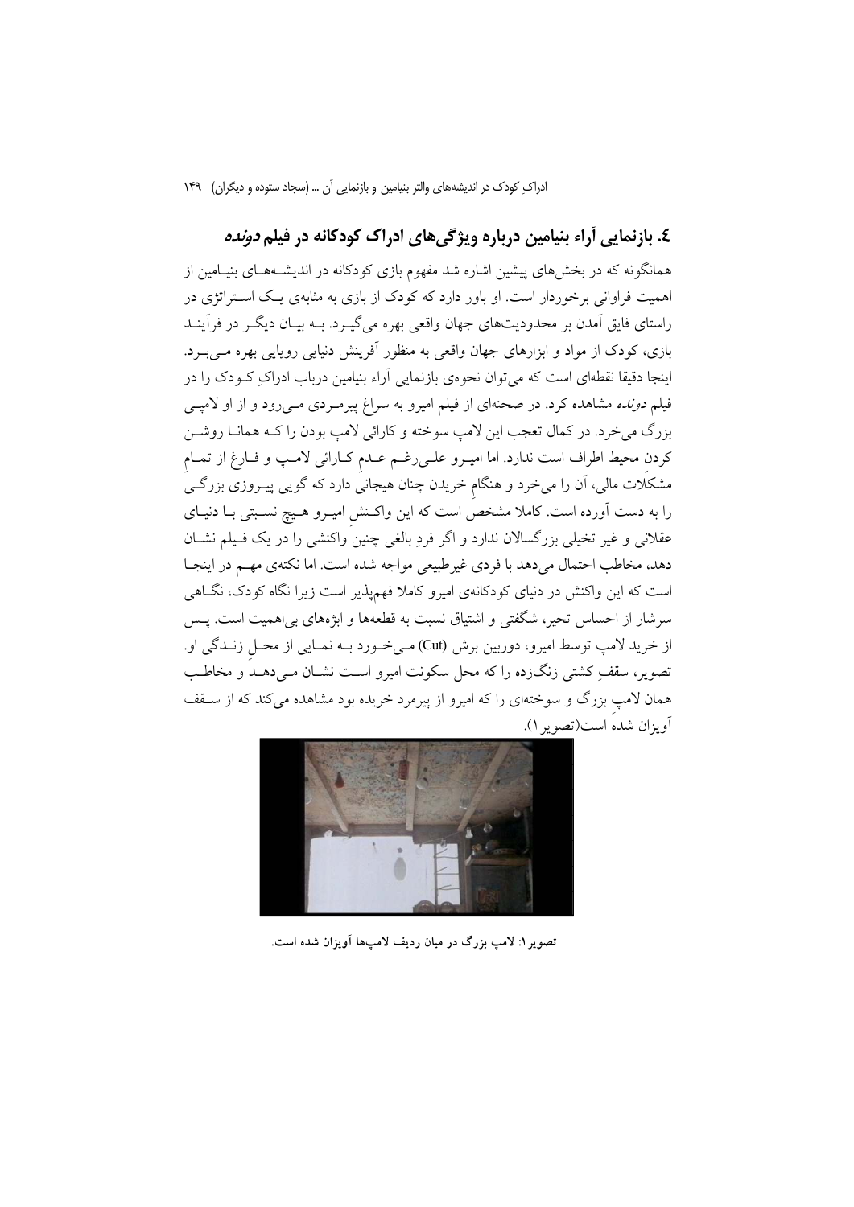## ٤. بازنمایی آراء بنیامین درباره ویژگی‌های ادراک کودکانه در فیلم *دونده*

همانگونه که در بخش‌های پیشین اشاره شد مفهوم بازی کودکانه در اندیشه‌های بنیامین از اهمیت فراوانی برخوردار است. او باور دارد که کودک از بازی به مثابه‌ی یک استراتژی در راستای فایق آمدن بر محدودیت‌های جهان واقعی بهره می‌گیرد. به بیان دیگر در فرآیند بازی، کودک از مواد و ابزارهای جهان واقعی به منظور آفرینش دنیایی رویایی بهره می‌برد. اینجا دقیقا نقطه‌ای است که می‌توان نحوه‌ی بازنمایی آراء بنیامین درباب ادراکِ کودک را در فیلم *دونده* مشاهده کرد. در صحنه‌ای از فیلم امیرو به سراغ پیرمردی می‌رود و از او لامپی بزرگ می‌خرد. در کمال تعجب این لامپ سوخته و کارائی لامپ بودن را که همانا روشن کردن محیط اطراف است ندارد. اما امیرو علی‌رغم عدم کارائی لامپ و فارغ از تمامِ مشکلات مالی، آن را می‌خرد و هنگامِ خریدن چنان هیجانی دارد که گویی پیروزی بزرگی را به دست آورده است. کاملا مشخص است که این واکنشِ امیرو هیچ نسبتی با دنیای عقلانی و غیر تخیلی بزرگسالان ندارد و اگر فردِ بالغی چنین واکنشی را در یک فیلم نشان دهد، مخاطب احتمال می‌دهد با فردی غیرطبیعی مواجه شده است. اما نکته‌ی مهم در اینجا است که این واکنش در دنیای کودکانه‌ی امیرو کاملا فهم‌پذیر است زیرا نگاه کودک، نگاهی سرشار از احساس تحیر، شگفتی و اشتیاق نسبت به قطعه‌ها و ابژه‌های بی‌اهمیت است. پس از خرید لامپ توسط امیرو، دوربین برش (Cut) می‌خورد به نمایی از محلِ زندگی او. تصویر، سقفِ کشتی زنگ‌زده را که محل سکونت امیرو است نشان می‌دهد و مخاطب همان لامپِ بزرگ و سوخته‌ای را که امیرو از پیرمرد خریده بود مشاهده می‌کند که از سقف آویزان شده است(تصویر ۱).

تصویر ۱: لامپ بزرگ در میان ردیف لامپ‌ها آویزان شده است.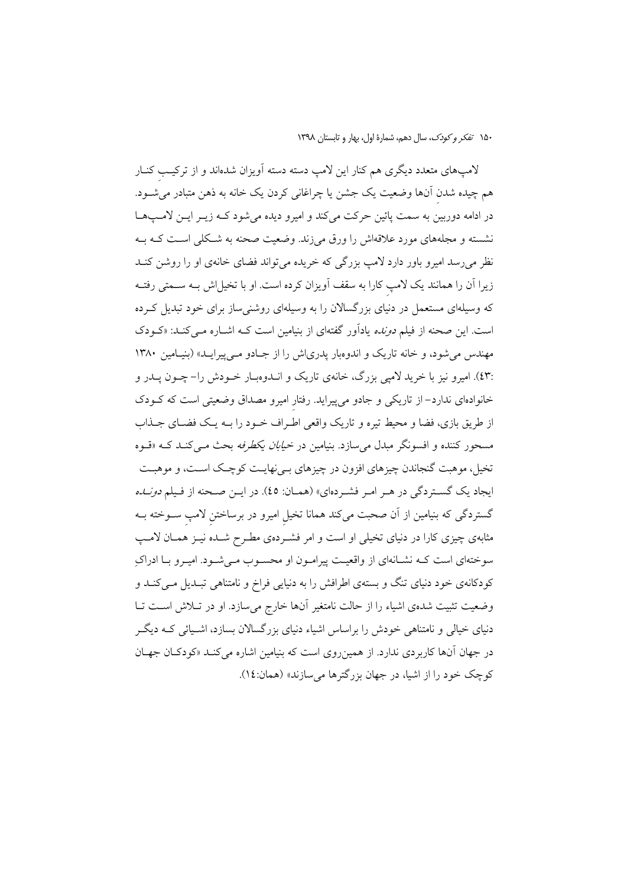لامپ‌های متعدد دیگری هم کنار این لامپ دسته دسته آویزان شده‌اند و از ترکیبِ کنار هم چیده شدنِ آن‌ها وضعیت یک جشن یا چراغانی کردن یک خانه به ذهن متبادر می‌شود. در ادامه دوربین به سمت پائین حرکت می‌کند و امیرو دیده می‌شود که زیر این لامپ‌ها نشسته و مجله‌های مورد علاقه‌اش را ورق می‌زند. وضعیت صحنه به شکلی است که به نظر می‌رسد امیرو باور دارد لامپ بزرگی که خریده می‌تواند فضای خانه‌ی او را روشن کند زیرا آن را همانند یک لامپِ کارا به سقف آویزان کرده است. او با تخیل‌اش به سمتی رفته که وسیله‌ای مستعمل در دنیای بزرگسالان را به وسیله‌ای روشنی‌ساز برای خود تبدیل کرده است. این صحنه از فیلم *دونده* یادآور گفته‌ای از بنیامین است که اشاره می‌کند: «کودک مهندس می‌شود، و خانه تاریک و اندوهبار پدری‌اش را از جادو می‌پیراید» (بنیامین ۱۳۸۰ :۴۳). امیرو نیز با خرید لامپی بزرگ، خانه‌ی تاریک و اندوهبار خودش را– چون پدر و خانواده‌ای ندارد– از تاریکی و جادو می‌پیراید. رفتارِ امیرو مصداق وضعیتی است که کودک از طریق بازی، فضا و محیط تیره و تاریک واقعی اطراف خود را به یک فضای جذاب مسحور کننده و افسونگر مبدل می‌سازد. بنیامین در *خیابان یکطرفه* بحث می‌کند که «قوه تخیل، موهبت گنجاندن چیزهای افزون در چیزهای بی‌نهایت کوچک است، و موهبت ایجاد یک گستردگی در هر امر فشرده‌ای» (همان: ٤٥). در این صحنه از فیلم *دونده* گستردگی که بنیامین از آن صحبت می‌کند همانا تخیلِ امیرو در برساختنِ لامپِ سوخته به مثابه‌ی چیزی کارا در دنیای تخیلی او است و امر فشرده‌ی مطرح شده نیز همان لامپ سوخته‌ای است که نشانه‌ای از واقعیت پیرامون او محسوب می‌شود. امیرو با ادراکِ کودکانه‌ی خود دنیای تنگ و بسته‌ی اطرافش را به دنیایی فراخ و نامتناهی تبدیل می‌کند و وضعیت تثبیت شده‌ی اشیاء را از حالت نامتغیر آن‌ها خارج می‌سازد. او در تلاش است تا دنیای خیالی و نامتناهی خودش را براساس اشیاء دنیای بزرگسالان بسازد، اشیائی که دیگر در جهان آن‌ها کاربردی ندارد. از همین‌روی است که بنیامین اشاره می‌کند «کودکان جهان کوچک خود را از اشیا، در جهان بزرگترها می‌سازند» (همان:١٤).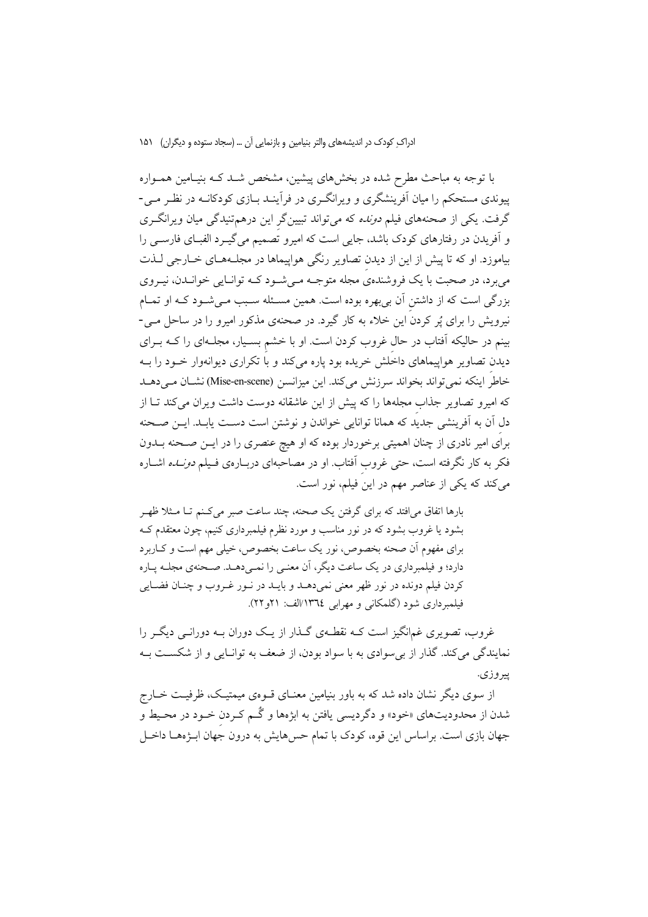با توجه به مباحث مطرح شده در بخش‌های پیشین، مشخص شد که بنیامین همواره پیوندی مستحکم را میان آفرینشگری و ویرانگری در فرآیند بازی کودکانه در نظر می‌گرفت. یکی از صحنه‌های فیلم *دونده* که می‌تواند تبیین‌گر این درهم‌تنیدگی میان ویرانگری و آفریدن در رفتارهای کودک باشد، جایی است که امیرو تصمیم می‌گیرد الفبای فارسی را بیاموزد. او که تا پیش از این از دیدن تصاویر رنگی هواپیماها در مجله‌های خارجی لذت می‌برد، در صحبت با یک فروشنده‌ی مجله متوجه می‌شود که توانایی خواندن، نیروی بزرگی است که از داشتن آن بی‌بهره بوده است. همین مسئله سبب می‌شود که او تمام نیرویش را برای پُر کردن این خلاء به کار گیرد. در صحنه‌ی مذکور امیرو را در ساحل می‌بینم در حالیکه آفتاب در حال غروب کردن است. او با خشم بسیار، مجله‌ای را که برای دیدن تصاویر هواپیماهای داخلش خریده بود پاره می‌کند و با تکراری دیوانه‌وار خود را به خاطر اینکه نمی‌تواند بخواند سرزنش می‌کند. این میزانسن (Mise-en-scene) نشان می‌دهد که امیرو تصاویر جذاب مجله‌ها را که پیش از این عاشقانه دوست داشت ویران می‌کند تا از دل آن به آفرینشی جدید که همانا توانایی خواندن و نوشتن است دست یابد. این صحنه برای امیر نادری از چنان اهمیتی برخوردار بوده که او هیچ عنصری را در این صحنه بدون فکر به کار نگرفته است، حتی غروب آفتاب. او در مصاحبه‌ای درباره‌ی فیلم *دونده* اشاره می‌کند که یکی از عناصر مهم در این فیلم، نور است.

> بارها اتفاق می‌افتد که برای گرفتن یک صحنه، چند ساعت صبر می‌کنم تا مثلا ظهر بشود یا غروب بشود که در نور مناسب و مورد نظرم فیلمبرداری کنیم، چون معتقدم که برای مفهوم آن صحنه بخصوص، نور یک ساعت بخصوص، خیلی مهم است و کاربرد دارد؛ و فیلمبرداری در یک ساعت دیگر، آن معنی را نمی‌دهد. صحنه‌ی مجله پاره کردن فیلم دونده در نور ظهر معنی نمی‌دهد و باید در نور غروب و چنان فضایی فیلمبرداری شود (گلمکانی و مهرابی ۱۳٦٤/الف: ۲۱و۲۲).

غروب، تصویری غم‌انگیز است که نقطه‌ی گذار از یک دوران به دورانی دیگر را نمایندگی می‌کند. گذار از بی‌سوادی به با سواد بودن، از ضعف به توانایی و از شکست به پیروزی.

از سوی دیگر نشان داده شد که به باور بنیامین معنای قوه‌ی میمتیک، ظرفیت خارج شدن از محدودیت‌های «خود» و دگردیسی یافتن به ابژه‌ها و گُم کردن خود در محیط و جهان بازی است. براساس این قوه، کودک با تمام حس‌هایش به درون جهان ابژه‌ها داخل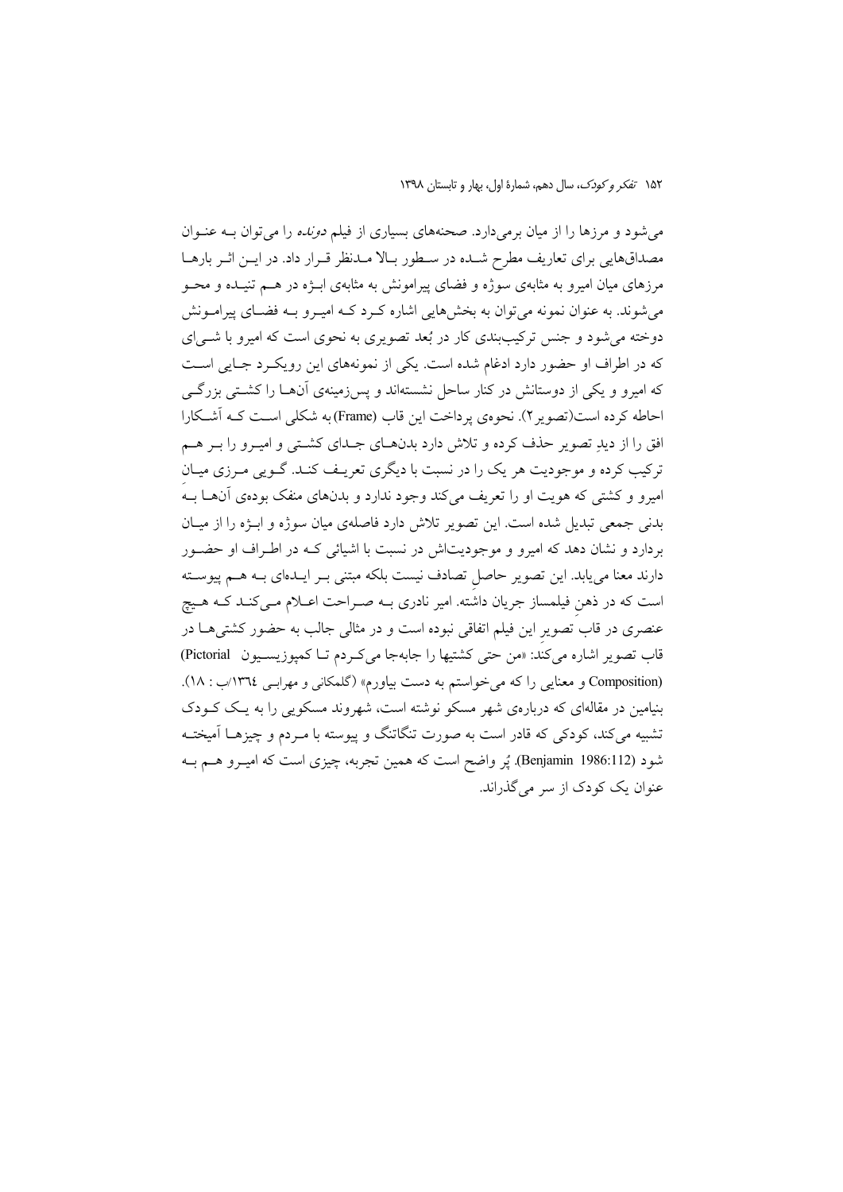می‌شود و مرزها را از میان برمی‌دارد. صحنه‌های بسیاری از فیلم *دونده* را می‌توان بـه عنـوان مصداق‌هایی برای تعاریف مطرح شـده در سـطور بـالا مـدنظر قـرار داد. در ایـن اثـر بارهـا مرزهای میان امیرو به مثابه‌ی سوژه و فضای پیرامونش به مثابه‌ی ابـژه در هـم تنیـده و محـو می‌شوند. به عنوان نمونه می‌توان به بخش‌هایی اشاره کـرد کـه امیـرو بـه فضـای پیرامـونش دوخته می‌شود و جنس ترکیب‌بندی کار در بُعد تصویری به نحوی است که امیرو با شـی‌ای که در اطراف او حضور دارد ادغام شده است. یکی از نمونه‌های این رویکـرد جـایی اسـت که امیرو و یکی از دوستانش در کنار ساحل نشسته‌اند و پس‌زمینه‌ی آن‌هـا را کشـتی بزرگـی احاطه کرده است(تصویر۲). نحوه‌ی پرداخت این قاب (Frame) به شکلی اسـت کـه آشـکارا افق را از دیدِ تصویر حذف کرده و تلاش دارد بدن‌هـای جـدای کشـتی و امیـرو را بـر هـم ترکیب کرده و موجودیت هر یک را در نسبت با دیگری تعریـف کنـد. گـویی مـرزی میـان امیرو و کشتی که هویت او را تعریف می‌کند وجود ندارد و بدن‌های منفک بوده‌ی آن‌هـا بـه بدنی جمعی تبدیل شده است. این تصویر تلاش دارد فاصله‌ی میان سوژه و ابـژه را از میـان بردارد و نشان دهد که امیرو و موجودیت‌اش در نسبت با اشیائی کـه در اطـراف او حضـور دارند معنا می‌یابد. این تصویر حاصلِ تصادف نیست بلکه مبتنی بـر ایـده‌ای بـه هـم پیوسـته است که در ذهنِ فیلمساز جریان داشته. امیر نادری بـه صـراحت اعـلام مـی‌کنـد کـه هـیچ عنصری در قاب تصویرِ این فیلم اتفاقی نبوده است و در مثالی جالب به حضور کشتی‌هـا در قاب تصویر اشاره می‌کند: «من حتی کشتیها را جابه‌جا می‌کـردم تـا کمپوزیسـیون Pictorial) (Composition و معنایی را که می‌خواستم به دست بیاورم» (گلمکانی و مهرابـی ۱۳٦٤/ب : ۱۸). بنیامین در مقاله‌ای که درباره‌ی شهر مسکو نوشته است، شهروند مسکویی را به یـک کـودک تشبیه می‌کند، کودکی که قادر است به صورت تنگاتنگ و پیوسته با مـردم و چیزهـا آمیختـه شود (Benjamin 1986:112). پُر واضح است که همین تجربه، چیزی است که امیـرو هـم بـه عنوان یک کودک از سر می‌گذراند.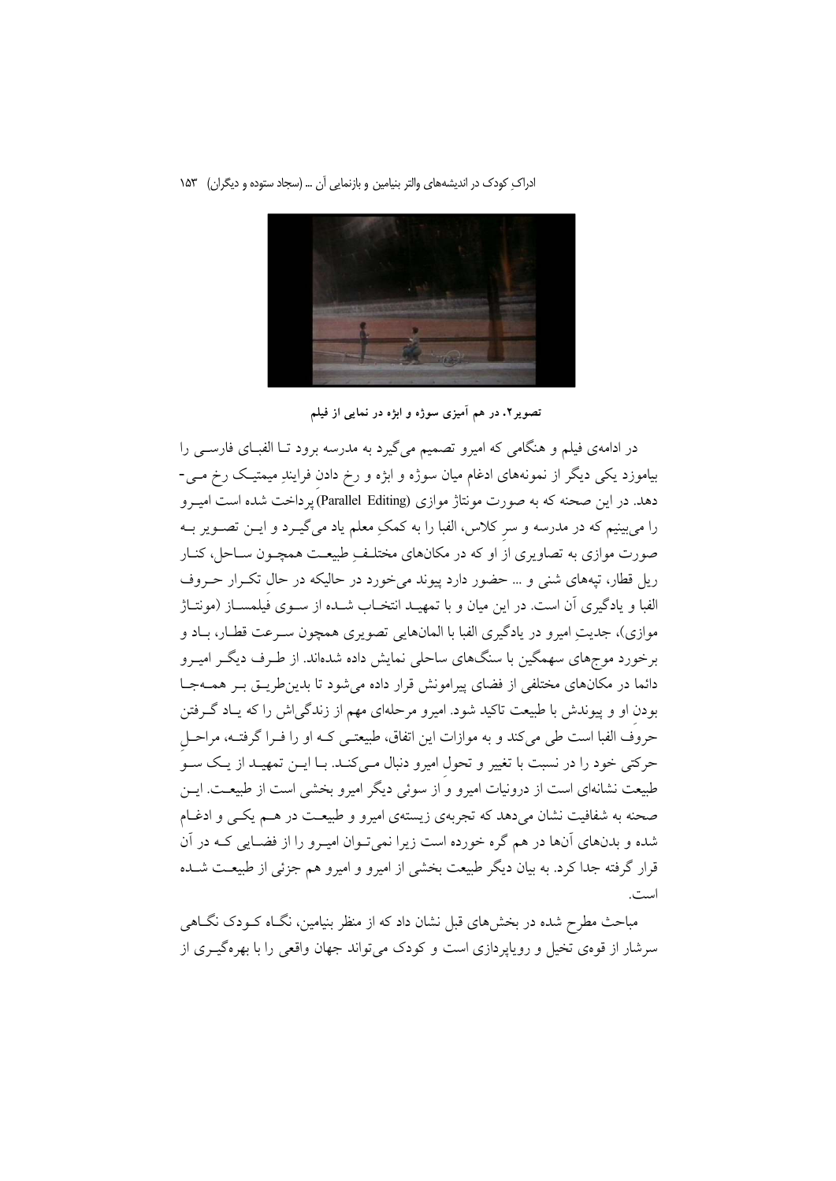**تصویر۲. در هم آمیزی سوژه و ابژه در نمایی از فیلم**

در ادامه‌ی فیلم و هنگامی که امیرو تصمیم می‌گیرد به مدرسه برود تـا الفبـای فارسـی را بیاموزد یکی دیگر از نمونه‌های ادغام میان سوژه و ابژه و رخ دادنِ فرایندِ میمتیـک رخ مـی‌دهد. در این صحنه که به صورت مونتاژ موازی (Parallel Editing) پرداخت شده است امیـرو را می‌بینیم که در مدرسه و سرِ کلاس، الفبا را به کمکِ معلم یاد می‌گیـرد و ایـن تصـویر بـه صورت موازی به تصاویری از او که در مکان‌های مختلـفِ طبیعـت همچـون سـاحل، کنـار ریل قطار، تپه‌های شنی و ... حضور دارد پیوند می‌خورد در حالیکه در حال تکـرار حـروف الفبا و یادگیری آن است. در این میان و با تمهیـد انتخـاب شـده از سـوی فیلمسـاز (مونتـاژ موازی)، جدیتِ امیرو در یادگیری الفبا با المان‌هایی تصویری همچون سـرعت قطـار، بـاد و برخورد موج‌های سهمگین با سنگ‌های ساحلی نمایش داده شده‌اند. از طـرف دیگـر امیـرو دائما در مکان‌های مختلفی از فضای پیرامونش قرار داده می‌شود تا بدین‌طریـق بـر همـه‌جـا بودنِ او و پیوندش با طبیعت تاکید شود. امیرو مرحله‌ای مهم از زندگی‌اش را که یـاد گـرفتن حروفِ الفبا است طی می‌کند و به موازات این اتفاق، طبیعتـی کـه او را فـرا گرفتـه، مراحـلِ حرکتی خود را در نسبت با تغییر و تحولِ امیرو دنبال مـی‌کنـد. بـا ایـن تمهیـد از یـک سـو طبیعت نشانه‌ای است از درونیات امیرو و از سوئی دیگر امیرو بخشی است از طبیعـت. ایـن صحنه به شفافیت نشان می‌دهد که تجربه‌ی زیسته‌ی امیرو و طبیعـت در هـم یکـی و ادغـام شده و بدن‌های آن‌ها در هم گره خورده است زیرا نمی‌تـوان امیـرو را از فضـایی کـه در آن قرار گرفته جدا کرد. به بیان دیگر طبیعت بخشی از امیرو و امیرو هم جزئی از طبیعـت شـده است.

مباحث مطرح شده در بخش‌های قبل نشان داد که از منظر بنیامین، نگـاه کـودک نگـاهی سرشار از قوه‌ی تخیل و رویاپردازی است و کودک می‌تواند جهان واقعی را با بهره‌گیـری از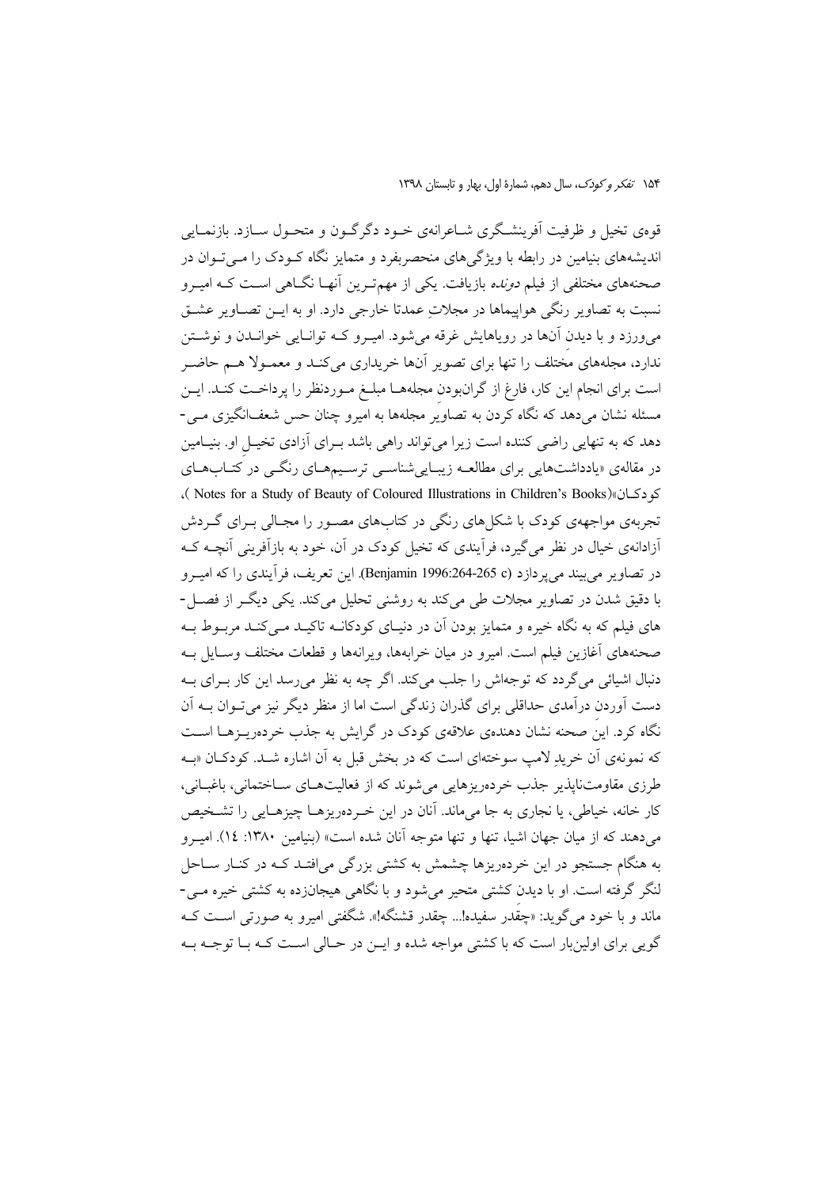قوه‌ی تخیل و ظرفیت آفرینشگری شاعرانه‌ی خود دگرگون و متحول سازد. بازنمایی اندیشه‌های بنیامین در رابطه با ویژگی‌های منحصربفرد و متمایز نگاه کودک را می‌توان در صحنه‌های مختلفی از فیلم *دونده* بازیافت. یکی از مهم‌ترین آنها نگاهی است که امیرو نسبت به تصاویر رنگی هواپیماها در مجلاتِ عمدتا خارجی دارد. او به این تصاویر عشق می‌ورزد و با دیدن آنها در رویاهایش غرقه می‌شود. امیرو که توانایی خواندن و نوشتن ندارد، مجله‌های مختلف را تنها برای تصویر آنها خریداری می‌کند و معمولا هم حاضر است برای انجام این کار، فارغ از گران‌بودنِ مجله‌ها مبلغ موردنظر را پرداخت کند. این مسئله نشان می‌دهد که نگاه کردن به تصاویرِ مجله‌ها به امیرو چنان حس شعف‌انگیزی می‌دهد که به تنهایی راضی کننده است زیرا می‌تواند راهی باشد برای آزادی تخیلِ او. بنیامین در مقاله‌ی «یادداشت‌هایی برای مطالعه زیبایی‌شناسی ترسیم‌های رنگی در کتاب‌های کودکان» (Notes for a Study of Beauty of Coloured Illustrations in Children's Books)، تجربه‌ی مواجهه‌ی کودک با شکل‌های رنگی در کتاب‌های مصور را مجالی برای گردش آزادانه‌ی خیال در نظر می‌گیرد، فرآیندی که تخیل کودک در آن، خود به بازآفرینی آنچه که در تصاویر می‌بیند می‌پردازد (Benjamin 1996:264-265 c). این تعریف، فرآیندی را که امیرو با دقیق شدن در تصاویر مجلات طی می‌کند به روشنی تحلیل می‌کند. یکی دیگر از فصل‌های فیلم که به نگاه خیره و متمایز بودن آن در دنیای کودکانه تاکید می‌کند مربوط به صحنه‌های آغازین فیلم است. امیرو در میان خرابه‌ها، ویرانه‌ها و قطعات مختلف وسایل به دنبال اشیائی می‌گردد که توجه‌اش را جلب می‌کند. اگر چه به نظر می‌رسد این کار برای به دست آوردنِ درآمدی حداقلی برای گذران زندگی است اما از منظر دیگر نیز می‌توان به آن نگاه کرد. اینِ صحنه نشان دهنده‌ی علاقه‌ی کودک در گرایش به جذب خرده‌ریزها است که نمونه‌ی آن خریدِ لامپ سوخته‌ای است که در بخش قبل به آن اشاره شد. کودکان «به طرزی مقاومت‌ناپذیر جذب خرده‌ریزهایی می‌شوند که از فعالیت‌های ساختمانی، باغبانی، کار خانه، خیاطی، یا نجاری به جا می‌ماند. آنان در این خرده‌ریزها چیزهایی را تشخیص می‌دهند که از میان جهان اشیا، تنها و تنها متوجه آنان شده است» (بنیامین ۱۳۸۰: ۱٤). امیرو به هنگام جستجو در این خرده‌ریزها چشمش به کشتی بزرگی می‌افتد که در کنار ساحل لنگر گرفته است. او با دیدن کشتی متحیر می‌شود و با نگاهی هیجان‌زده به کشتی خیره می‌ماند و با خود می‌گوید: «چقَدر سفیده!... چقدر قشنگه!». شگفتی امیرو به صورتی است که گویی برای اولین‌بار است که با کشتی مواجه شده و این در حالی است که با توجه به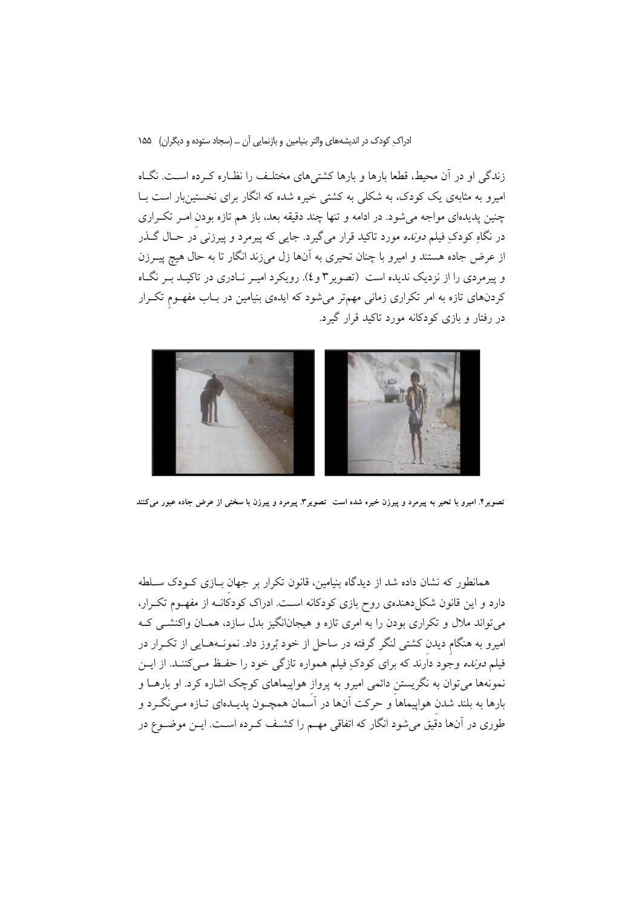زندگی او در آن محیط، قطعا بارها و بارها کشتی‌های مختلـف را نظـاره کـرده اسـت. نگـاه امیرو به مثابه‌ی یک کودک، به شکلی به کشتی خیره شده که انگار برای نخستین‌بار است بـا چنین پدیده‌ای مواجه می‌شود. در ادامه و تنها چند دقیقه بعد، باز هم تازه بودنِ امـر تکـراری در نگاهِ کودکِ فیلم *دونده* مورد تاکید قرار می‌گیرد. جایی که پیرمرد و پیرزنی در حـال گـذر از عرض جاده هستند و امیرو با چنان تحیری به آن‌ها زل می‌زند انگار تا به حال هیچ پیـرزن و پیرمردی را از نزدیک ندیده است (تصویر۳ و۴). رویکرد امیـر نـادری در تاکیـد بـر نگـاه کردن‌های تازه به امر تکراری زمانی مهم‌تر می‌شود که ایده‌ی بنیامین در بـاب مفهـومِ تکـرار در رفتار و بازی کودکانه مورد تاکید قرار گیرد.

**تصویر۴. امیرو با تحیر به پیرمرد و پیرزن خیره شده است تصویر۳. پیرمرد و پیرزن با سختی از عرض جاده عبور می‌کنند**

همانطور که نشان داده شد از دیدگاه بنیامین، قانون تکرار بر جهانِ بـازی کـودک سـلطه دارد و این قانون شکل‌دهنده‌ی روح بازی کودکانه اسـت. ادراک کودکانـه از مفهـوم تکـرار، می‌تواند ملال و تکراری بودن را به امری تازه و هیجان‌انگیز بدل سازد، همـان واکنشـی کـه امیرو به هنگامِ دیدنِ کشتی لنگر گرفته در ساحل از خود بُروز داد. نمونـه‌هـایی از تکـرار در فیلم *دونده* وجود دارند که برای کودکِ فیلم همواره تازگی خود را حفـظ مـی‌کننـد. از ایـن نمونه‌ها می‌توان به نگریستنِ دائمی امیرو به پروازِ هواپیماهای کوچک اشاره کرد. او بارهـا و بارها به بلند شدنِ هواپیماها و حرکت آن‌ها در آسمان همچـون پدیـده‌ای تـازه مـی‌نگـرد و طوری در آن‌ها دقیق می‌شود انگار که اتفاقی مهـم را کشـف کـرده اسـت. ایـن موضـوع در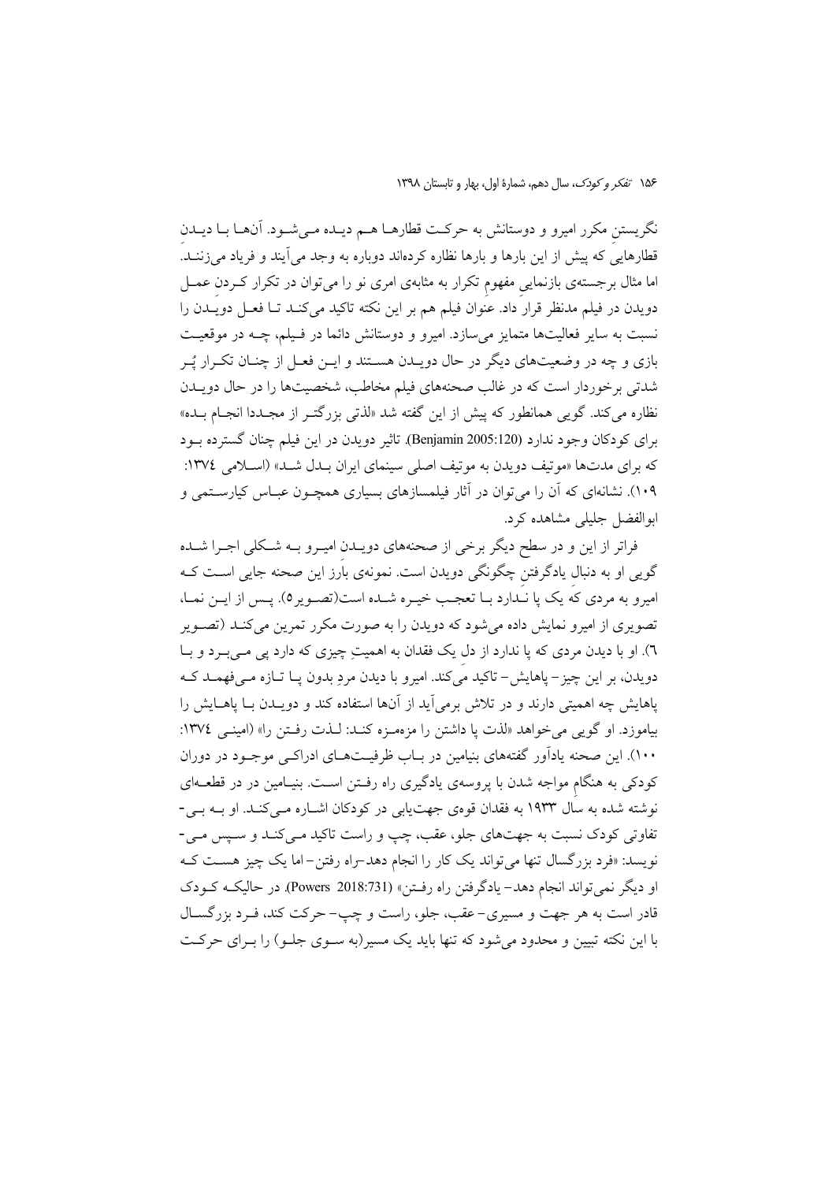نگریستنِ مکرر امیرو و دوستانش به حرکت قطارها هم دیده می‌شود. آن‌ها با دیدنِ قطارهایی که پیش از این بارها و بارها نظاره کرده‌اند دوباره به وجد می‌آیند و فریاد می‌زنند. اما مثال برجسته‌ی بازنماییِ مفهومِ تکرار به مثابه‌ی امری نو را می‌توان در تکرار کردنِ عمل دویدن در فیلم مدنظر قرار داد. عنوان فیلم هم بر این نکته تاکید می‌کند تا فعل دویدن را نسبت به سایر فعالیت‌ها متمایز می‌سازد. امیرو و دوستانش دائما در فیلم، چه در موقعیت بازی و چه در وضعیت‌های دیگر در حال دویدن هستند و این فعل از چنان تکرار پُر شدتی برخوردار است که در غالب صحنه‌های فیلم مخاطب، شخصیت‌ها را در حال دویدن نظاره می‌کند. گویی همانطور که پیش از این گفته شد «لذتی بزرگتر از مجددا انجام بده» برای کودکان وجود ندارد (Benjamin 2005:120). تاثیر دویدن در این فیلم چنان گسترده بود که برای مدت‌ها «موتیف دویدن به موتیف اصلی سینمای ایران بدل شد» (اسلامی ۱۳۷٤: ۱۰۹). نشانه‌ای که آن را می‌توان در آثار فیلمسازهای بسیاری همچون عباس کیارستمی و ابوالفضل جلیلی مشاهده کرد.

فراتر از این و در سطح دیگر برخی از صحنه‌های دویدن امیرو به شکلی اجرا شده گویی او به دنبال یادگرفتنِ چگونگی دویدن است. نمونه‌ی بارز این صحنه جایی است که امیرو به مردی که یک پا ندارد با تعجب خیره شده است(تصویر۵). پس از این نما، تصویری از امیرو نمایش داده می‌شود که دویدن را به صورت مکرر تمرین می‌کند (تصویر ٦). او با دیدن مردی که پا ندارد از دل یک فقدان به اهمیتِ چیزی که دارد پی می‌برد و با دویدن، بر این چیز– پاهایش– تاکید می‌کند. امیرو با دیدن مردِ بدون پا تازه می‌فهمد که پاهایش چه اهمیتی دارند و در تلاش برمی‌آید از آن‌ها استفاده کند و دویدن با پاهایش را بیاموزد. او گویی می‌خواهد «لذت پا داشتن را مزه‌مزه کند: لذت رفتن را» (امینی ۱۳۷٤: ۱۰۰). این صحنه یادآور گفته‌های بنیامین در باب ظرفیت‌های ادراکی موجود در دوران کودکی به هنگامِ مواجه شدن با پروسه‌ی یادگیری راه رفتن است. بنیامین در قطعه‌ای نوشته شده به سال ۱۹۳۳ به فقدان قوه‌ی جهت‌یابی در کودکان اشاره می‌کند. او به بی‌-تفاوتی کودک نسبت به جهت‌های جلو، عقب، چپ و راست تاکید می‌کند و سپس می‌-نویسد: «فرد بزرگسال تنها می‌تواند یک کار را انجام دهد–راه رفتن– اما یک چیز هست که او دیگر نمی‌تواند انجام دهد– یادگرفتن راه رفتن» (Powers 2018:731). در حالیکه کودک قادر است به هر جهت و مسیری– عقب، جلو، راست و چپ– حرکت کند، فرد بزرگسال با این نکته تبیین و محدود می‌شود که تنها باید یک مسیر(به سوی جلو) را برای حرکت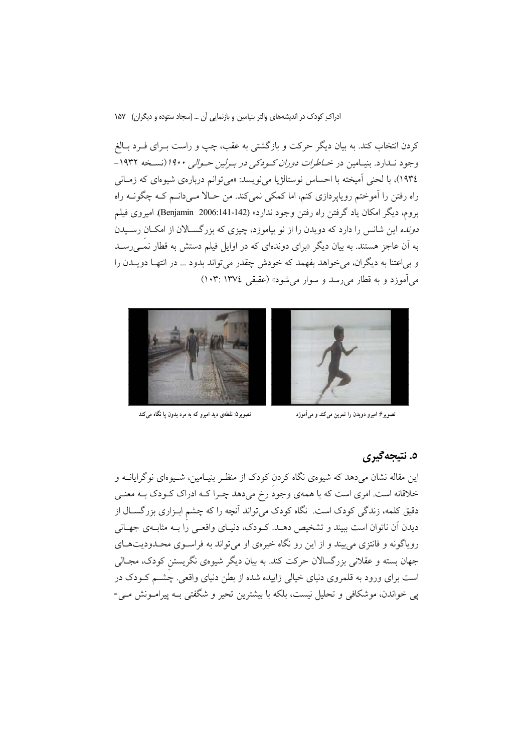کردن انتخاب کند. به بیان دیگر حرکت و بازگشتی به عقب، چپ و راست بـرای فـرد بـالغ وجود نـدارد. بنیـامین در *خـاطرات دوران کـودکی در بـرلین حـوالی ۱۹۰۰* (نسـخه ۱۹۳۲–۱۹۳٤)، با لحنی آمیخته با احساس نوستالژیا می‌نویسد: «می‌توانم درباره‌ی شیوه‌ای که زمـانی راه رفتن را آموختم رویاپردازی کنم، اما کمکی نمی‌کند. من حـالا مـی‌دانـم کـه چگونـه راه بروم، دیگر امکان یاد گرفتن راه رفتن وجود ندارد» (Benjamin 2006:141-142). امیروی فیلم *دونده* این شانس را دارد که دویدن را از نو بیاموزد، چیزی که بزرگسـالان از امکـان رسـیدن به آن عاجز هستند. به بیان دیگر «برای دونده‌ای که در اوایل فیلم دستش به قطار نمـی‌رسـد و بی‌اعتنا به دیگران، می‌خواهد بفهمد که خودش چقدر می‌تواند بدود ... در انتهـا دویـدن را می‌آموزد و به قطار می‌رسد و سوار می‌شود» (عقیقی ۱۳۷٤ :۱۰۳)

تصویر۶: امیرو دویدن را تمرین می‌کند و می‌آموزد

تصویر۵: نقطه‌ی دید امیرو که به مرد بدون پا نگاه می‌کند

## ۵. نتیجه‌گیری

این مقاله نشان می‌دهد که شیوه‌ی نگاه کردن کودک از منظـر بنیـامین، شـیوه‌ای نوگرایانـه و خلاقانه است. امری است که با همه‌ی وجود رخ می‌دهد چـرا کـه ادراک کـودک بـه معنـی دقیق کلمه، زندگی کودک است. نگاه کودک می‌تواند آنچه را که چشم ابـزاری بزرگسـال از دیدن آن ناتوان است ببیند و تشخیص دهـد. کـودک، دنیـای واقعـی را بـه مثابـه‌ی جهـانی رویاگونه و فانتزی می‌بیند و از این رو نگاه خیره‌ی او می‌تواند به فراسـوی محـدودیت‌هـای جهان بسته و عقلانی بزرگسالان حرکت کند. به بیان دیگر شیوه‌ی نگریستنِ کودک، مجـالی است برای ورود به قلمروی دنیای خیالی زاییده شده از بطن دنیای واقعی. چشـم کـودک در پی خواندن، موشکافی و تحلیل نیست، بلکه با بیشترین تحیر و شگفتی بـه پیرامـونش مـی-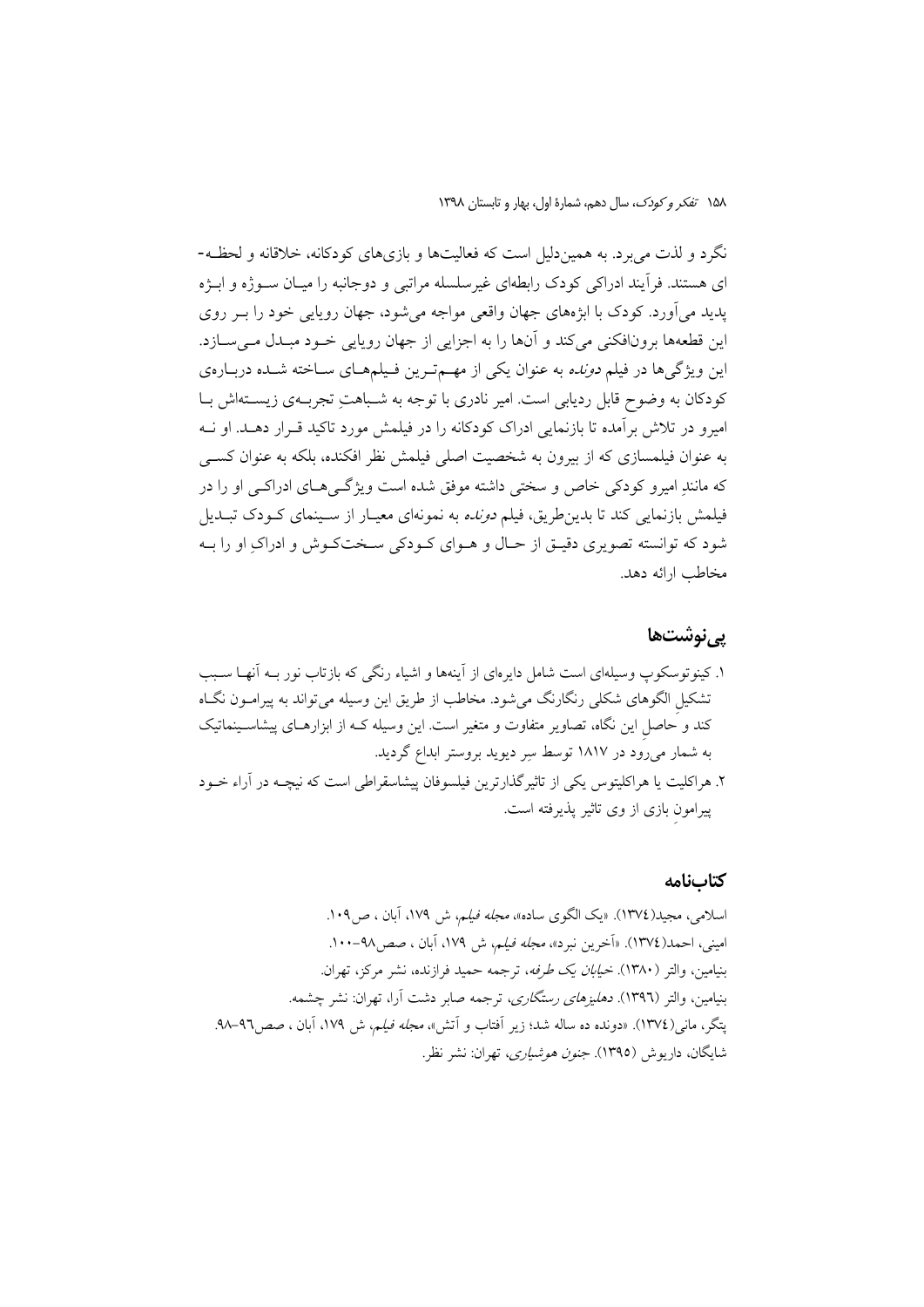نگرد و لذت می‌برد. به همین‌دلیل است که فعالیت‌ها و بازی‌های کودکانه، خلاقانه و لحظه‌ای هستند. فرآیند ادراکی کودک رابطه‌ای غیرسلسله مراتبی و دوجانبه را میان سوژه و ابژه پدید می‌آورد. کودک با ابژه‌های جهان واقعی مواجه می‌شود، جهان رویایی خود را بر روی این قطعه‌ها برون‌افکنی می‌کند و آن‌ها را به اجزایی از جهان رویایی خود مبدل می‌سازد. این ویژگی‌ها در فیلم *دونده* به عنوان یکی از مهم‌ترین فیلم‌های ساخته شده درباره‌ی کودکان به وضوح قابل ردیابی است. امیر نادری با توجه به شباهتِ تجربه‌ی زیسته‌اش با امیرو در تلاش برآمده تا بازنمایی ادراک کودکانه را در فیلمش مورد تاکید قرار دهد. او نه به عنوان فیلمسازی که از بیرون به شخصیت اصلی فیلمش نظر افکنده، بلکه به عنوان کسی که مانندِ امیرو کودکی خاص و سختی داشته موفق شده است ویژگی‌های ادراکی او را در فیلمش بازنمایی کند تا بدین‌طریق، فیلم *دونده* به نمونه‌ای معیار از سینمای کودک تبدیل شود که توانسته تصویری دقیق از حال و هوای کودکی سخت‌کوش و ادراکِ او را به مخاطب ارائه دهد.

## پی‌نوشت‌ها

۱. کینوتوسکوپ وسیله‌ای است شامل دایره‌ای از آینه‌ها و اشیاء رنگی که بازتاب نور به آنها سبب تشکیلِ الگوهای شکلی رنگارنگ می‌شود. مخاطب از طریق این وسیله می‌تواند به پیرامون نگاه کند و حاصلِ این نگاه، تصاویر متفاوت و متغیر است. این وسیله که از ابزارهای پیشاسینماتیک به شمار می‌رود در ۱۸۱۷ توسط سِر دیوید بروستر ابداع گردید.

۲. هراکلیت یا هراکلیتوس یکی از تاثیرگذارترین فیلسوفان پیشاسقراطی است که نیچه در آراء خود پیرامونِ بازی از وی تاثیر پذیرفته است.

## کتاب‌نامه

اسلامی، مجید(۱۳۷٤). «یک الگوی ساده»، *مجله فیلم*، ش ۱۷۹، آبان ، ص۱۰۹.

امینی، احمد(۱۳۷٤). «آخرین نبرد»، *مجله فیلم*، ش ۱۷۹، آبان ، صص۹۸–۱۰۰.

بنیامین، والتر (۱۳۸۰). *خیابان یک طرفه*، ترجمه حمید فرازنده، نشر مرکز، تهران.

بنیامین، والتر (۱۳۹٦). *دهلیزهای رستگاری*، ترجمه صابر دشت آرا، تهران: نشر چشمه.

پتگر، مانی(۱۳۷٤). «دونده ده ساله شد؛ زیر آفتاب و آتش»، *مجله فیلم*، ش ۱۷۹، آبان ، صص۹٦–۹۸.

شایگان، داریوش (۱۳۹۵). *جنون هوشیاری*، تهران: نشر نظر.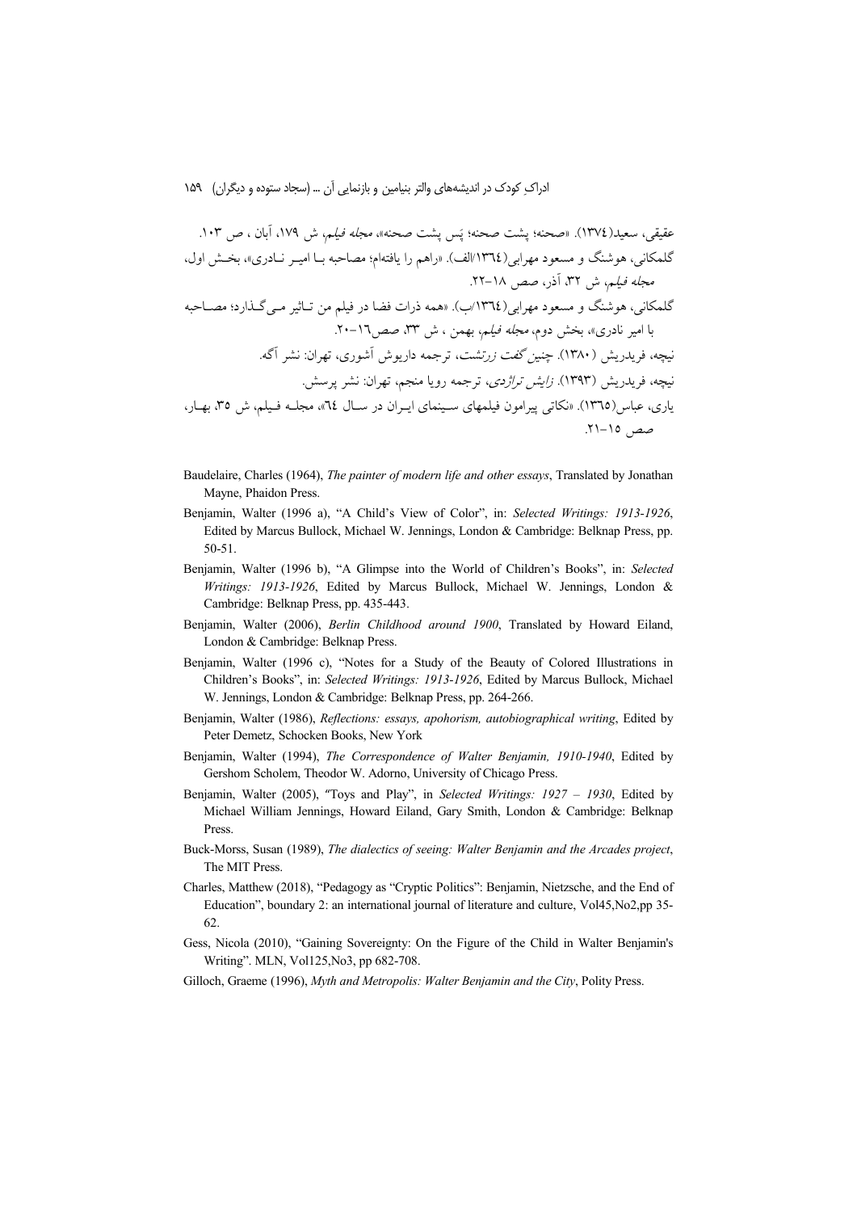عقیقی، سعید(۱۳۷٤). «صحنه؛ پشت صحنه؛ پَس پشت صحنه»، *مجله فیلم*، ش ۱۷۹، آبان ، ص ۱۰۳.

گلمکانی، هوشنگ و مسعود مهرابی(۱۳٦٤/الف). «راهم را یافته‌ام؛ مصاحبه بـا امیـر نـادری»، بخـش اول، *مجله فیلم*، ش ۳۲، آذر، صص ۱۸-۲۲.

گلمکانی، هوشنگ و مسعود مهرابی(۱۳٦٤/ب). «همه ذرات فضا در فیلم من تـاثیر مـی‌گـذارد؛ مصـاحبه با امیر نادری»، بخش دوم، *مجله فیلم*، بهمن ، ش ۳۳، صص۱٦-۲۰.

نیچه، فریدریش (۱۳۸۰). *چنین گفت زرتشت*، ترجمه داریوش آشوری، تهران: نشر آگه.

نیچه، فریدریش (۱۳۹۳). *زایش تراژدی*، ترجمه رویا منجم، تهران: نشر پرسش.

یاری، عباس(۱۳٦٥). «نکاتی پیرامون فیلمهای سـینمای ایـران در سـال ٦٤»، مجلـه فـیلم، ش ۳۵، بهـار، صص ۱۵-۲۱.

Baudelaire, Charles (1964), *The painter of modern life and other essays*, Translated by Jonathan Mayne, Phaidon Press.

Benjamin, Walter (1996 a), "A Child's View of Color", in: *Selected Writings: 1913-1926*, Edited by Marcus Bullock, Michael W. Jennings, London & Cambridge: Belknap Press, pp. 50-51.

Benjamin, Walter (1996 b), "A Glimpse into the World of Children's Books", in: *Selected Writings: 1913-1926*, Edited by Marcus Bullock, Michael W. Jennings, London & Cambridge: Belknap Press, pp. 435-443.

Benjamin, Walter (2006), *Berlin Childhood around 1900*, Translated by Howard Eiland, London & Cambridge: Belknap Press.

Benjamin, Walter (1996 c), "Notes for a Study of the Beauty of Colored Illustrations in Children's Books", in: *Selected Writings: 1913-1926*, Edited by Marcus Bullock, Michael W. Jennings, London & Cambridge: Belknap Press, pp. 264-266.

Benjamin, Walter (1986), *Reflections: essays, apohorism, autobiographical writing*, Edited by Peter Demetz, Schocken Books, New York

Benjamin, Walter (1994), *The Correspondence of Walter Benjamin, 1910-1940*, Edited by Gershom Scholem, Theodor W. Adorno, University of Chicago Press.

Benjamin, Walter (2005), "Toys and Play", in *Selected Writings: 1927 – 1930*, Edited by Michael William Jennings, Howard Eiland, Gary Smith, London & Cambridge: Belknap Press.

Buck-Morss, Susan (1989), *The dialectics of seeing: Walter Benjamin and the Arcades project*, The MIT Press.

Charles, Matthew (2018), "Pedagogy as "Cryptic Politics": Benjamin, Nietzsche, and the End of Education", boundary 2: an international journal of literature and culture, Vol45,No2,pp 35-62.

Gess, Nicola (2010), "Gaining Sovereignty: On the Figure of the Child in Walter Benjamin's Writing". MLN, Vol125,No3, pp 682-708.

Gilloch, Graeme (1996), *Myth and Metropolis: Walter Benjamin and the City*, Polity Press.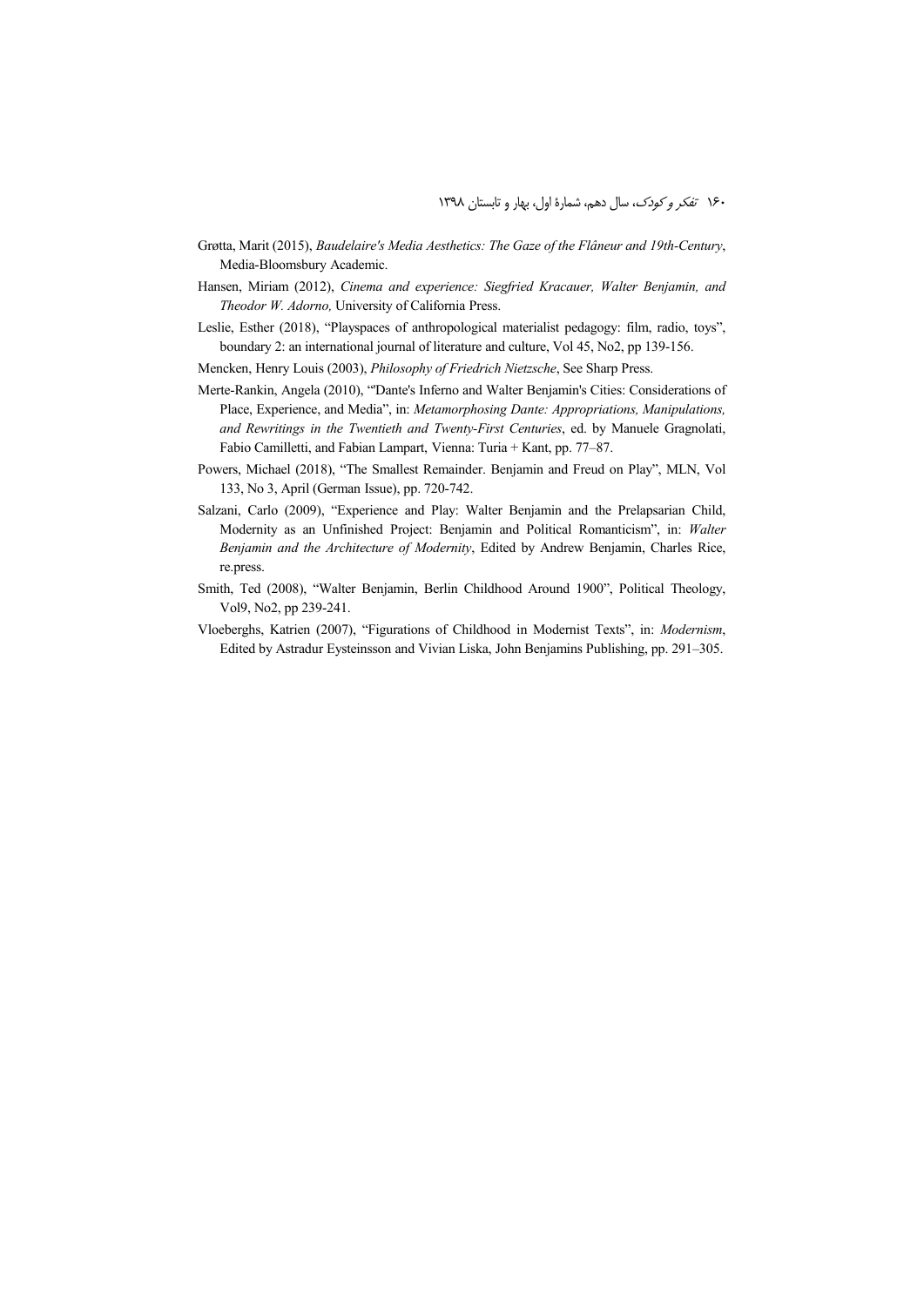Grøtta, Marit (2015), *Baudelaire's Media Aesthetics: The Gaze of the Flâneur and 19th-Century*, Media-Bloomsbury Academic.

Hansen, Miriam (2012), *Cinema and experience: Siegfried Kracauer, Walter Benjamin, and Theodor W. Adorno,* University of California Press.

Leslie, Esther (2018), "Playspaces of anthropological materialist pedagogy: film, radio, toys", boundary 2: an international journal of literature and culture, Vol 45, No2, pp 139-156.

Mencken, Henry Louis (2003), *Philosophy of Friedrich Nietzsche*, See Sharp Press.

Merte-Rankin, Angela (2010), "'Dante's Inferno and Walter Benjamin's Cities: Considerations of Place, Experience, and Media", in: *Metamorphosing Dante: Appropriations, Manipulations, and Rewritings in the Twentieth and Twenty-First Centuries*, ed. by Manuele Gragnolati, Fabio Camilletti, and Fabian Lampart, Vienna: Turia + Kant, pp. 77–87.

Powers, Michael (2018), "The Smallest Remainder. Benjamin and Freud on Play", MLN, Vol 133, No 3, April (German Issue), pp. 720-742.

Salzani, Carlo (2009), "Experience and Play: Walter Benjamin and the Prelapsarian Child, Modernity as an Unfinished Project: Benjamin and Political Romanticism", in: *Walter Benjamin and the Architecture of Modernity*, Edited by Andrew Benjamin, Charles Rice, re.press.

Smith, Ted (2008), "Walter Benjamin, Berlin Childhood Around 1900", Political Theology, Vol9, No2, pp 239-241.

Vloeberghs, Katrien (2007), "Figurations of Childhood in Modernist Texts", in: *Modernism*, Edited by Astradur Eysteinsson and Vivian Liska, John Benjamins Publishing, pp. 291–305.